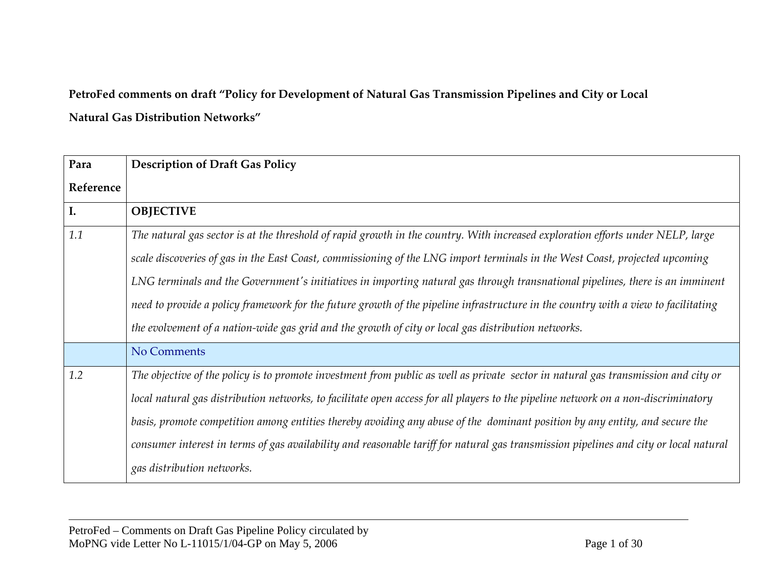**PetroFed comments on draft "Policy for Development of Natural Gas Transmission Pipelines and City or Local Natural Gas Distribution Networks"**

| Para Reference | Description of Draft Gas Policy |
|---|---|
| **I.** | **OBJECTIVE** |
| *1.1* | *The natural gas sector is at the threshold of rapid growth in the country. With increased exploration efforts under NELP, large scale discoveries of gas in the East Coast, commissioning of the LNG import terminals in the West Coast, projected upcoming LNG terminals and the Government's initiatives in importing natural gas through transnational pipelines, there is an imminent need to provide a policy framework for the future growth of the pipeline infrastructure in the country with a view to facilitating the evolvement of a nation-wide gas grid and the growth of city or local gas distribution networks.* |
| | No Comments |
| *1.2* | *The objective of the policy is to promote investment from public as well as private sector in natural gas transmission and city or local natural gas distribution networks, to facilitate open access for all players to the pipeline network on a non-discriminatory basis, promote competition among entities thereby avoiding any abuse of the dominant position by any entity, and secure the consumer interest in terms of gas availability and reasonable tariff for natural gas transmission pipelines and city or local natural gas distribution networks.* |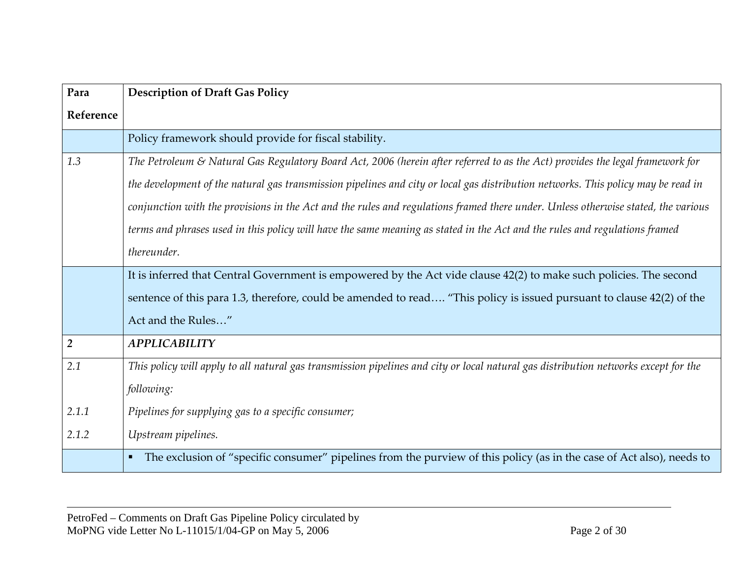| Para Reference | Description of Draft Gas Policy |
|---|---|
| | Policy framework should provide for fiscal stability. |
| *1.3* | *The Petroleum & Natural Gas Regulatory Board Act, 2006 (herein after referred to as the Act) provides the legal framework for the development of the natural gas transmission pipelines and city or local gas distribution networks. This policy may be read in conjunction with the provisions in the Act and the rules and regulations framed there under. Unless otherwise stated, the various terms and phrases used in this policy will have the same meaning as stated in the Act and the rules and regulations framed thereunder.* |
| | It is inferred that Central Government is empowered by the Act vide clause 42(2) to make such policies. The second sentence of this para 1.3, therefore, could be amended to read…. "This policy is issued pursuant to clause 42(2) of the Act and the Rules…" |
| **2** | ***APPLICABILITY*** |
| *2.1*<br><br>*2.1.1*<br>*2.1.2* | *This policy will apply to all natural gas transmission pipelines and city or local natural gas distribution networks except for the following:*<br>*Pipelines for supplying gas to a specific consumer;*<br>*Upstream pipelines.* |
| | ▪ The exclusion of "specific consumer" pipelines from the purview of this policy (as in the case of Act also), needs to |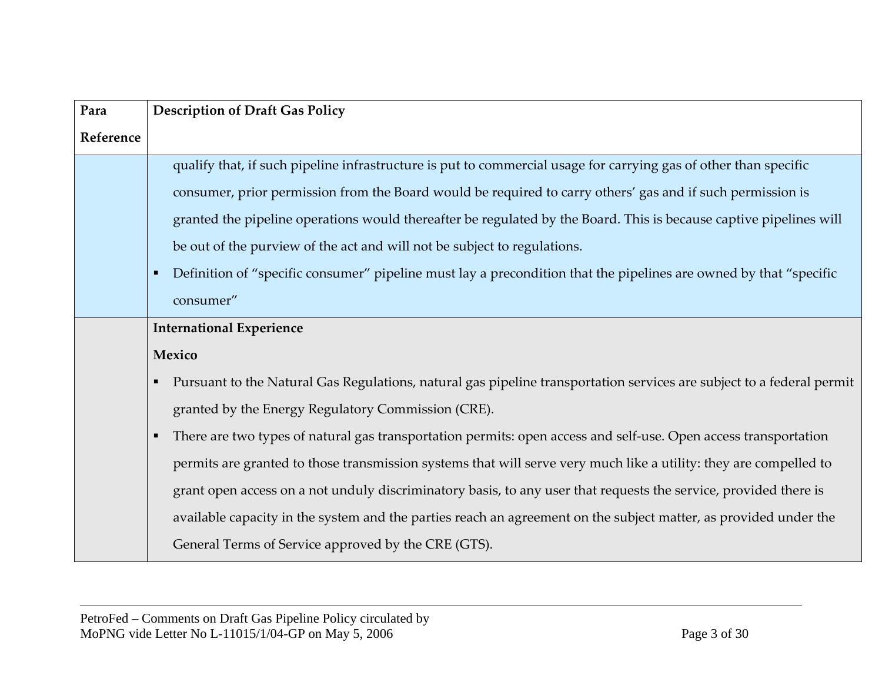| Para Reference | Description of Draft Gas Policy |
|---|---|
| | qualify that, if such pipeline infrastructure is put to commercial usage for carrying gas of other than specific consumer, prior permission from the Board would be required to carry others' gas and if such permission is granted the pipeline operations would thereafter be regulated by the Board. This is because captive pipelines will be out of the purview of the act and will not be subject to regulations. <br> ▪ Definition of "specific consumer" pipeline must lay a precondition that the pipelines are owned by that "specific consumer" |
| | **International Experience** <br> **Mexico** <br> ▪ Pursuant to the Natural Gas Regulations, natural gas pipeline transportation services are subject to a federal permit granted by the Energy Regulatory Commission (CRE). <br> ▪ There are two types of natural gas transportation permits: open access and self-use. Open access transportation permits are granted to those transmission systems that will serve very much like a utility: they are compelled to grant open access on a not unduly discriminatory basis, to any user that requests the service, provided there is available capacity in the system and the parties reach an agreement on the subject matter, as provided under the General Terms of Service approved by the CRE (GTS). |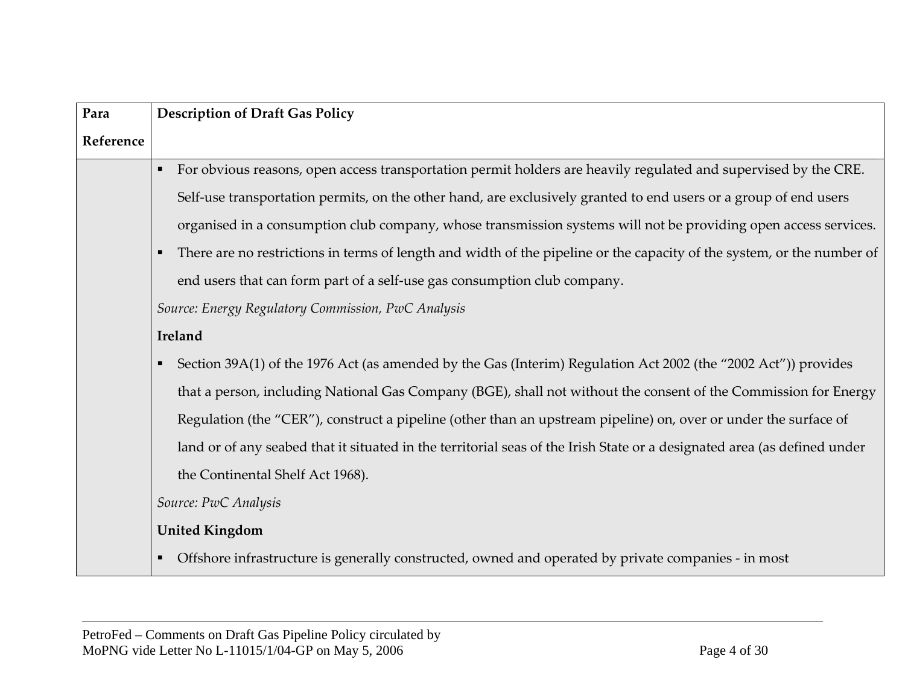| Para Reference | Description of Draft Gas Policy |
|---|---|
| | ▪ For obvious reasons, open access transportation permit holders are heavily regulated and supervised by the CRE. Self-use transportation permits, on the other hand, are exclusively granted to end users or a group of end users organised in a consumption club company, whose transmission systems will not be providing open access services.<br>▪ There are no restrictions in terms of length and width of the pipeline or the capacity of the system, or the number of end users that can form part of a self-use gas consumption club company.<br>*Source: Energy Regulatory Commission, PwC Analysis*<br>**Ireland**<br>▪ Section 39A(1) of the 1976 Act (as amended by the Gas (Interim) Regulation Act 2002 (the "2002 Act")) provides that a person, including National Gas Company (BGE), shall not without the consent of the Commission for Energy Regulation (the "CER"), construct a pipeline (other than an upstream pipeline) on, over or under the surface of land or of any seabed that it situated in the territorial seas of the Irish State or a designated area (as defined under the Continental Shelf Act 1968).<br>*Source: PwC Analysis*<br>**United Kingdom**<br>▪ Offshore infrastructure is generally constructed, owned and operated by private companies - in most |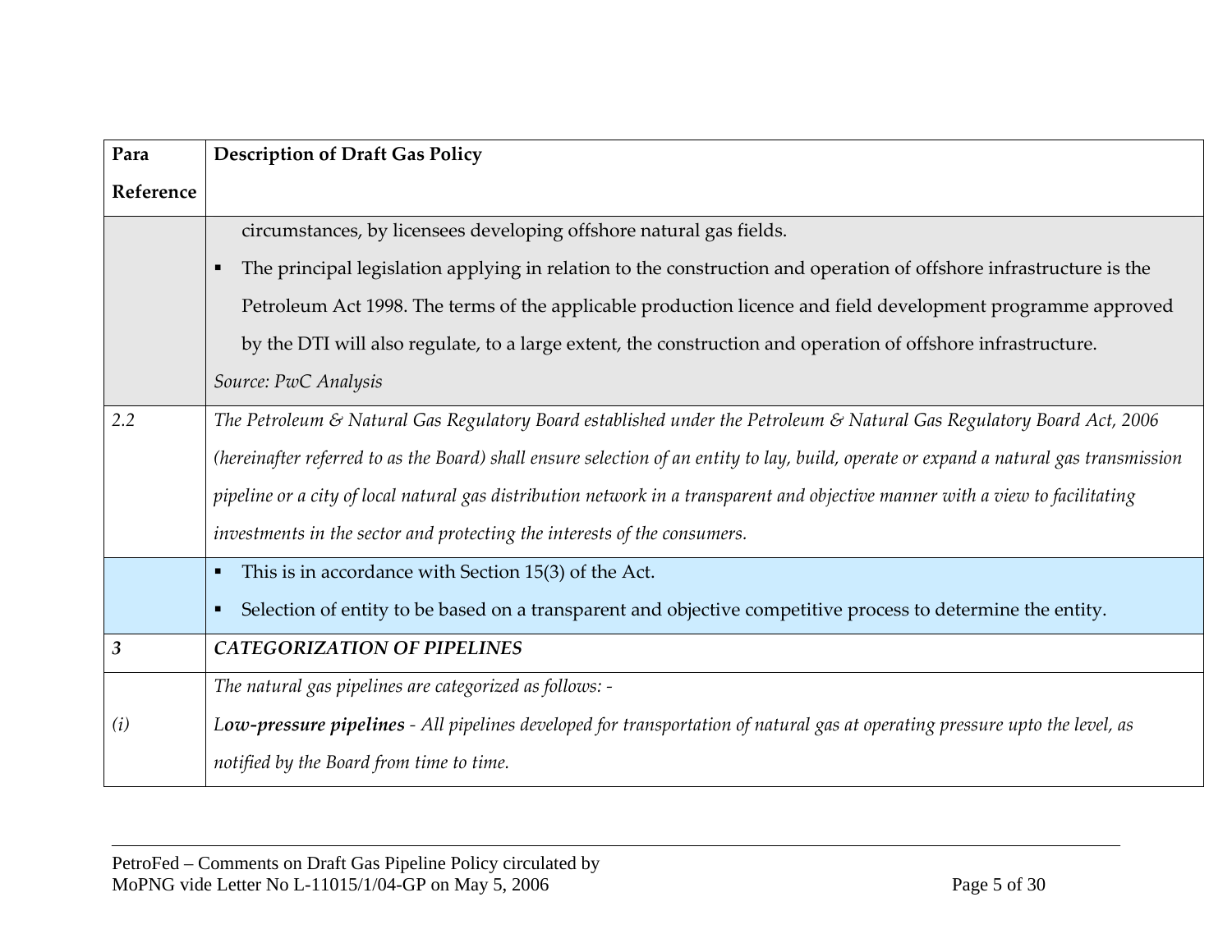| Para Reference | Description of Draft Gas Policy |
| --- | --- |
| | circumstances, by licensees developing offshore natural gas fields.<br>▪ The principal legislation applying in relation to the construction and operation of offshore infrastructure is the Petroleum Act 1998. The terms of the applicable production licence and field development programme approved by the DTI will also regulate, to a large extent, the construction and operation of offshore infrastructure.<br>*Source: PwC Analysis* |
| *2.2* | *The Petroleum & Natural Gas Regulatory Board established under the Petroleum & Natural Gas Regulatory Board Act, 2006 (hereinafter referred to as the Board) shall ensure selection of an entity to lay, build, operate or expand a natural gas transmission pipeline or a city of local natural gas distribution network in a transparent and objective manner with a view to facilitating investments in the sector and protecting the interests of the consumers.* |
| | ▪ This is in accordance with Section 15(3) of the Act.<br>▪ Selection of entity to be based on a transparent and objective competitive process to determine the entity. |
| ***3*** | ***CATEGORIZATION OF PIPELINES*** |
| *(i)* | *The natural gas pipelines are categorized as follows: -*<br>*L**ow-pressure pipelines** - All pipelines developed for transportation of natural gas at operating pressure upto the level, as notified by the Board from time to time.* |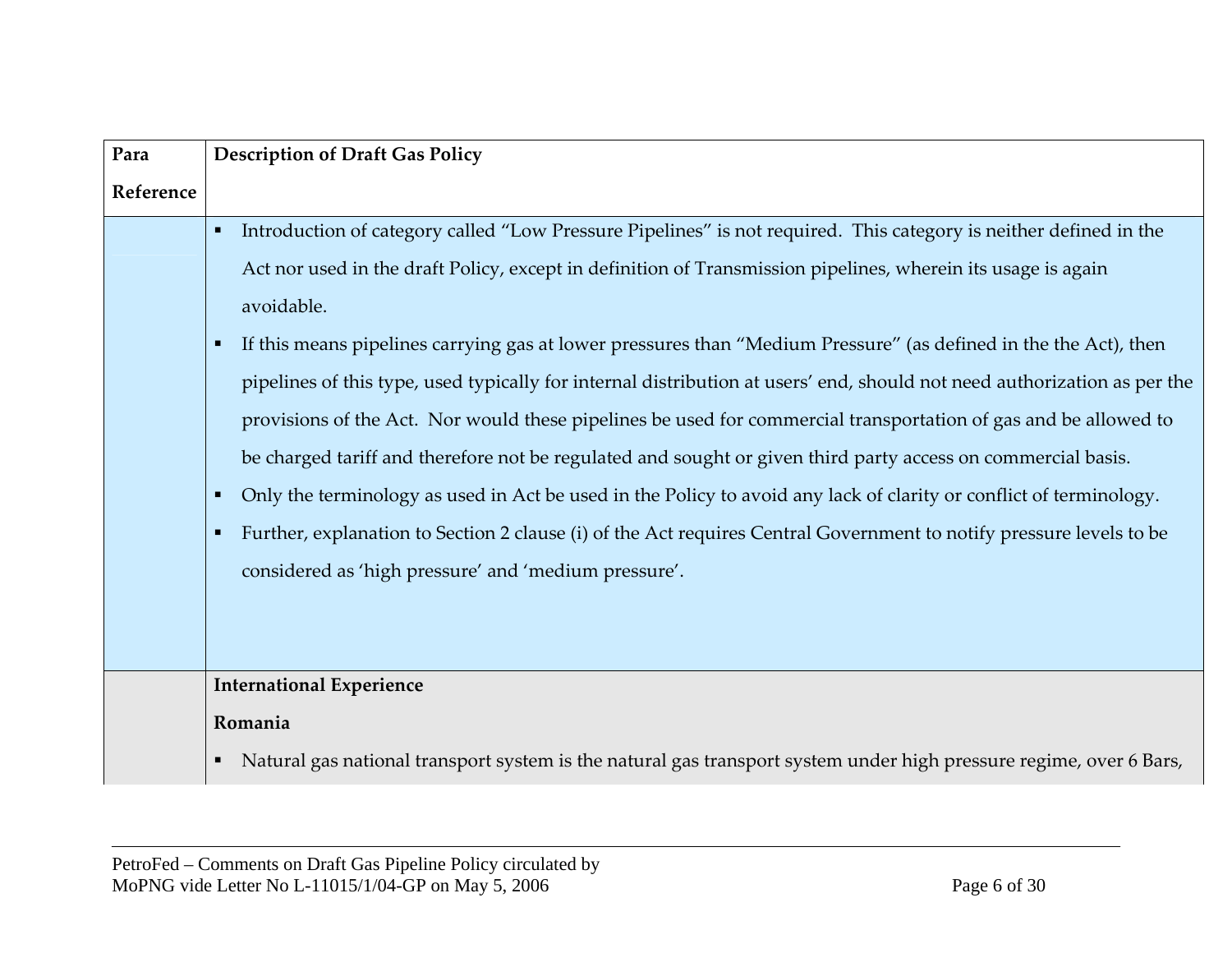| Para Reference | Description of Draft Gas Policy |
|---|---|
| | ▪ Introduction of category called "Low Pressure Pipelines" is not required. This category is neither defined in the Act nor used in the draft Policy, except in definition of Transmission pipelines, wherein its usage is again avoidable.<br>▪ If this means pipelines carrying gas at lower pressures than "Medium Pressure" (as defined in the the Act), then pipelines of this type, used typically for internal distribution at users' end, should not need authorization as per the provisions of the Act. Nor would these pipelines be used for commercial transportation of gas and be allowed to be charged tariff and therefore not be regulated and sought or given third party access on commercial basis.<br>▪ Only the terminology as used in Act be used in the Policy to avoid any lack of clarity or conflict of terminology.<br>▪ Further, explanation to Section 2 clause (i) of the Act requires Central Government to notify pressure levels to be considered as 'high pressure' and 'medium pressure'. |
| | **International Experience**<br>**Romania**<br>▪ Natural gas national transport system is the natural gas transport system under high pressure regime, over 6 Bars, |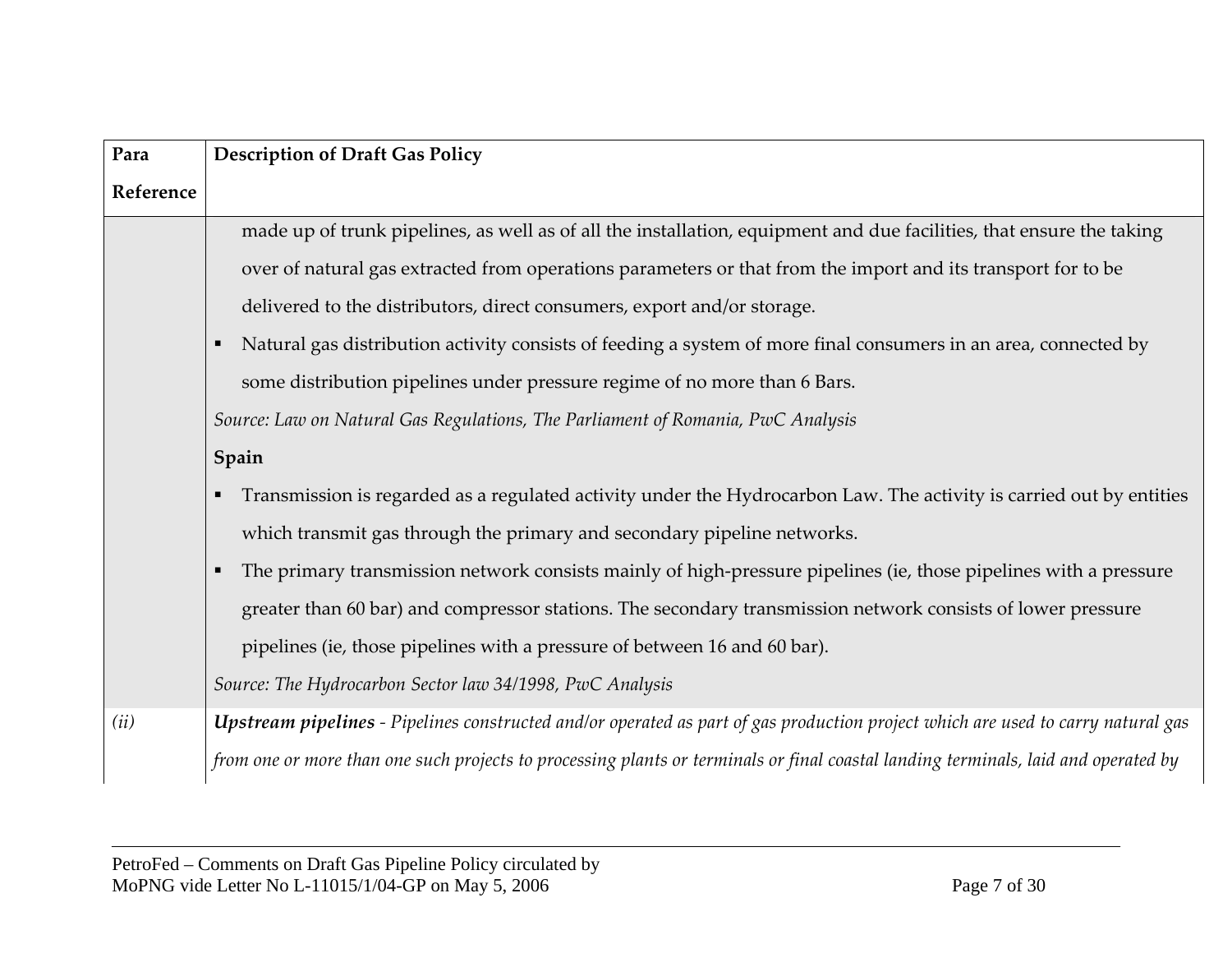| Para Reference | Description of Draft Gas Policy |
|---|---|
| | made up of trunk pipelines, as well as of all the installation, equipment and due facilities, that ensure the taking over of natural gas extracted from operations parameters or that from the import and its transport for to be delivered to the distributors, direct consumers, export and/or storage.<br>▪ Natural gas distribution activity consists of feeding a system of more final consumers in an area, connected by some distribution pipelines under pressure regime of no more than 6 Bars.<br>*Source: Law on Natural Gas Regulations, The Parliament of Romania, PwC Analysis*<br>**Spain**<br>▪ Transmission is regarded as a regulated activity under the Hydrocarbon Law. The activity is carried out by entities which transmit gas through the primary and secondary pipeline networks.<br>▪ The primary transmission network consists mainly of high-pressure pipelines (ie, those pipelines with a pressure greater than 60 bar) and compressor stations. The secondary transmission network consists of lower pressure pipelines (ie, those pipelines with a pressure of between 16 and 60 bar).<br>*Source: The Hydrocarbon Sector law 34/1998, PwC Analysis* |
| *(ii)* | ***Upstream pipelines*** *- Pipelines constructed and/or operated as part of gas production project which are used to carry natural gas from one or more than one such projects to processing plants or terminals or final coastal landing terminals, laid and operated by* |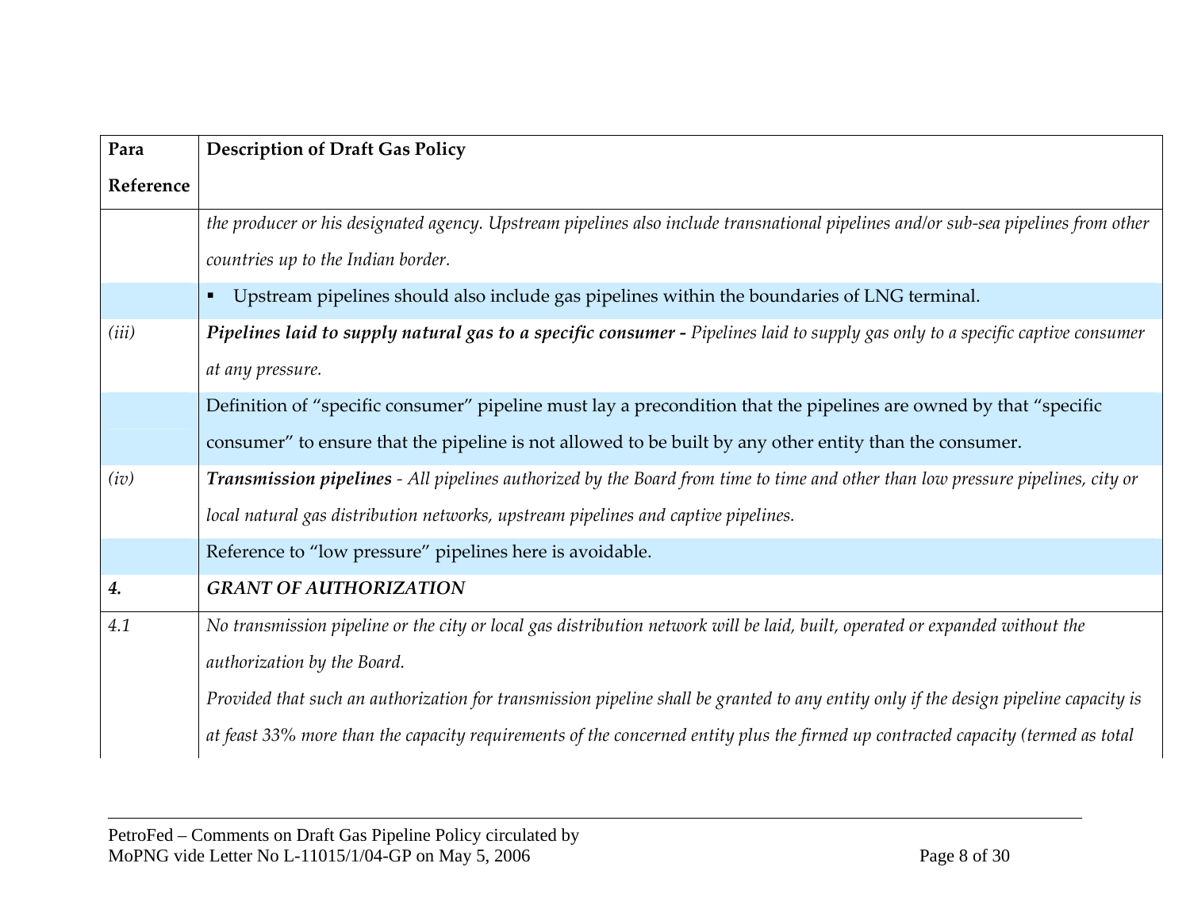| Para Reference | Description of Draft Gas Policy |
|---|---|
| | *the producer or his designated agency. Upstream pipelines also include transnational pipelines and/or sub-sea pipelines from other countries up to the Indian border.* |
| | ▪ Upstream pipelines should also include gas pipelines within the boundaries of LNG terminal. |
| *(iii)* | ***Pipelines laid to supply natural gas to a specific consumer -*** *Pipelines laid to supply gas only to a specific captive consumer at any pressure.* |
| | Definition of "specific consumer" pipeline must lay a precondition that the pipelines are owned by that "specific consumer" to ensure that the pipeline is not allowed to be built by any other entity than the consumer. |
| *(iv)* | ***Transmission pipelines*** *- All pipelines authorized by the Board from time to time and other than low pressure pipelines, city or local natural gas distribution networks, upstream pipelines and captive pipelines.* |
| | Reference to "low pressure" pipelines here is avoidable. |
| ***4.*** | ***GRANT OF AUTHORIZATION*** |
| *4.1* | *No transmission pipeline or the city or local gas distribution network will be laid, built, operated or expanded without the authorization by the Board.*<br>*Provided that such an authorization for transmission pipeline shall be granted to any entity only if the design pipeline capacity is at feast 33% more than the capacity requirements of the concerned entity plus the firmed up contracted capacity (termed as total* |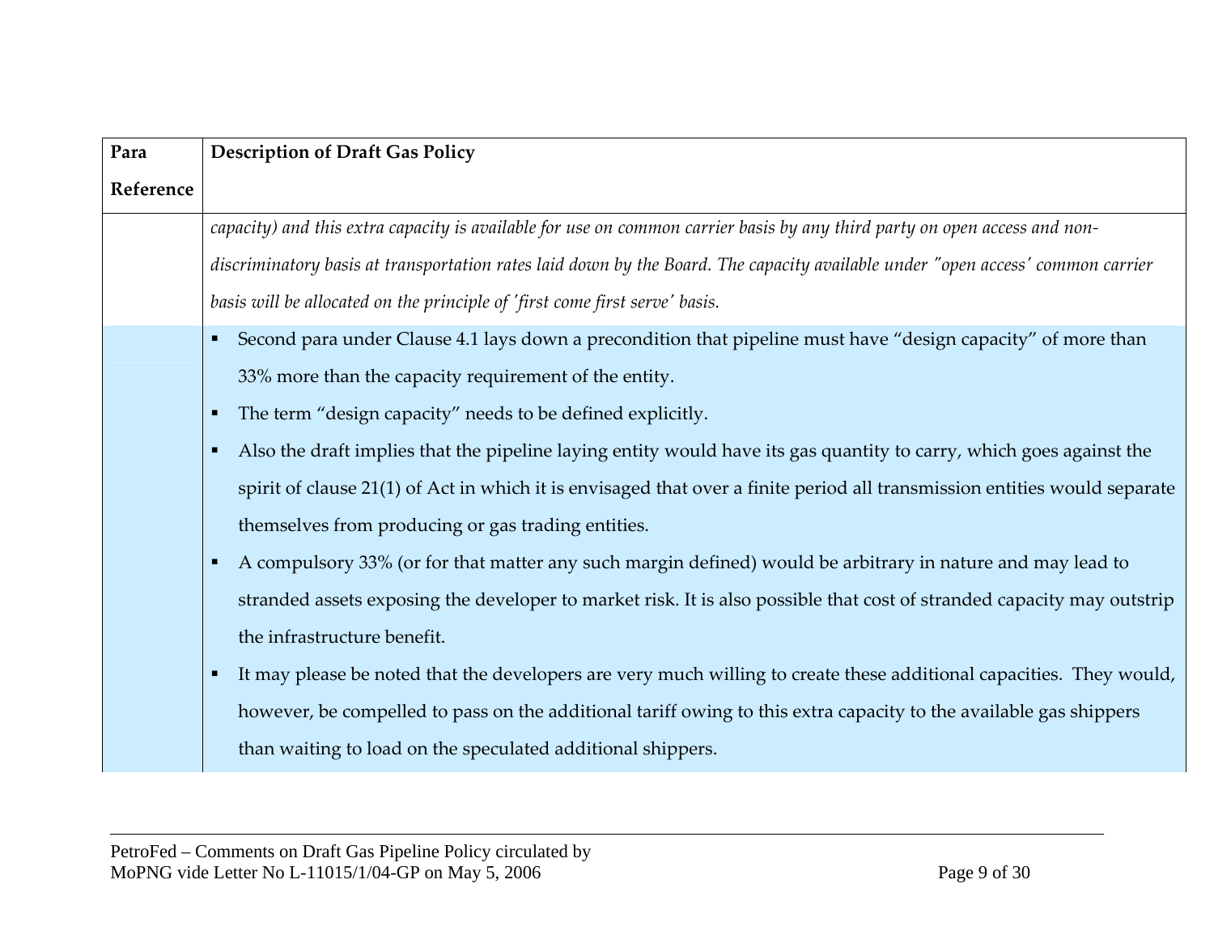| Para Reference | Description of Draft Gas Policy |
|---|---|
| | *capacity) and this extra capacity is available for use on common carrier basis by any third party on open access and non-discriminatory basis at transportation rates laid down by the Board. The capacity available under "open access' common carrier basis will be allocated on the principle of 'first come first serve' basis.* |
| | ▪ Second para under Clause 4.1 lays down a precondition that pipeline must have "design capacity" of more than 33% more than the capacity requirement of the entity.<br>▪ The term "design capacity" needs to be defined explicitly.<br>▪ Also the draft implies that the pipeline laying entity would have its gas quantity to carry, which goes against the spirit of clause 21(1) of Act in which it is envisaged that over a finite period all transmission entities would separate themselves from producing or gas trading entities.<br>▪ A compulsory 33% (or for that matter any such margin defined) would be arbitrary in nature and may lead to stranded assets exposing the developer to market risk. It is also possible that cost of stranded capacity may outstrip the infrastructure benefit.<br>▪ It may please be noted that the developers are very much willing to create these additional capacities. They would, however, be compelled to pass on the additional tariff owing to this extra capacity to the available gas shippers than waiting to load on the speculated additional shippers. |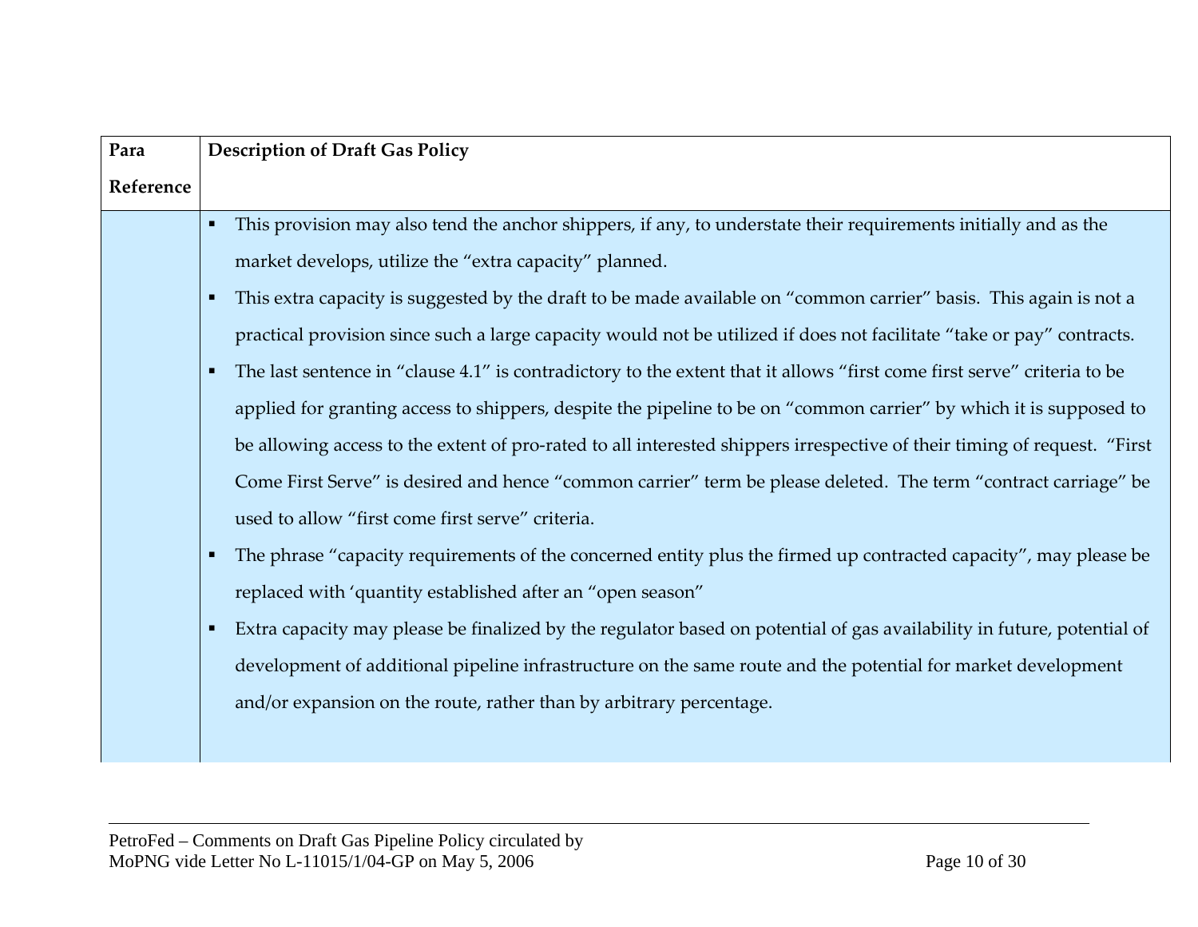| Para Reference | Description of Draft Gas Policy |
|---|---|
| | ▪ This provision may also tend the anchor shippers, if any, to understate their requirements initially and as the market develops, utilize the "extra capacity" planned.<br>▪ This extra capacity is suggested by the draft to be made available on "common carrier" basis. This again is not a practical provision since such a large capacity would not be utilized if does not facilitate "take or pay" contracts.<br>▪ The last sentence in "clause 4.1" is contradictory to the extent that it allows "first come first serve" criteria to be applied for granting access to shippers, despite the pipeline to be on "common carrier" by which it is supposed to be allowing access to the extent of pro-rated to all interested shippers irrespective of their timing of request. "First Come First Serve" is desired and hence "common carrier" term be please deleted. The term "contract carriage" be used to allow "first come first serve" criteria.<br>▪ The phrase "capacity requirements of the concerned entity plus the firmed up contracted capacity", may please be replaced with 'quantity established after an "open season"<br>▪ Extra capacity may please be finalized by the regulator based on potential of gas availability in future, potential of development of additional pipeline infrastructure on the same route and the potential for market development and/or expansion on the route, rather than by arbitrary percentage. |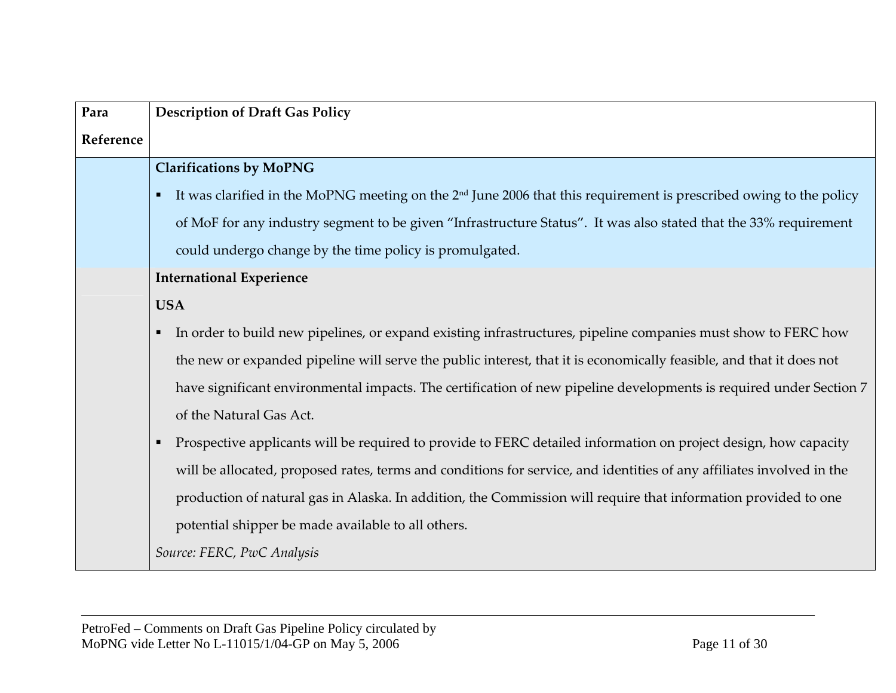| Para Reference | Description of Draft Gas Policy |
|---|---|
| | **Clarifications by MoPNG**<br>▪ It was clarified in the MoPNG meeting on the 2nd June 2006 that this requirement is prescribed owing to the policy of MoF for any industry segment to be given "Infrastructure Status". It was also stated that the 33% requirement could undergo change by the time policy is promulgated. |
| | **International Experience**<br>**USA**<br>▪ In order to build new pipelines, or expand existing infrastructures, pipeline companies must show to FERC how the new or expanded pipeline will serve the public interest, that it is economically feasible, and that it does not have significant environmental impacts. The certification of new pipeline developments is required under Section 7 of the Natural Gas Act.<br>▪ Prospective applicants will be required to provide to FERC detailed information on project design, how capacity will be allocated, proposed rates, terms and conditions for service, and identities of any affiliates involved in the production of natural gas in Alaska. In addition, the Commission will require that information provided to one potential shipper be made available to all others.<br>*Source: FERC, PwC Analysis* |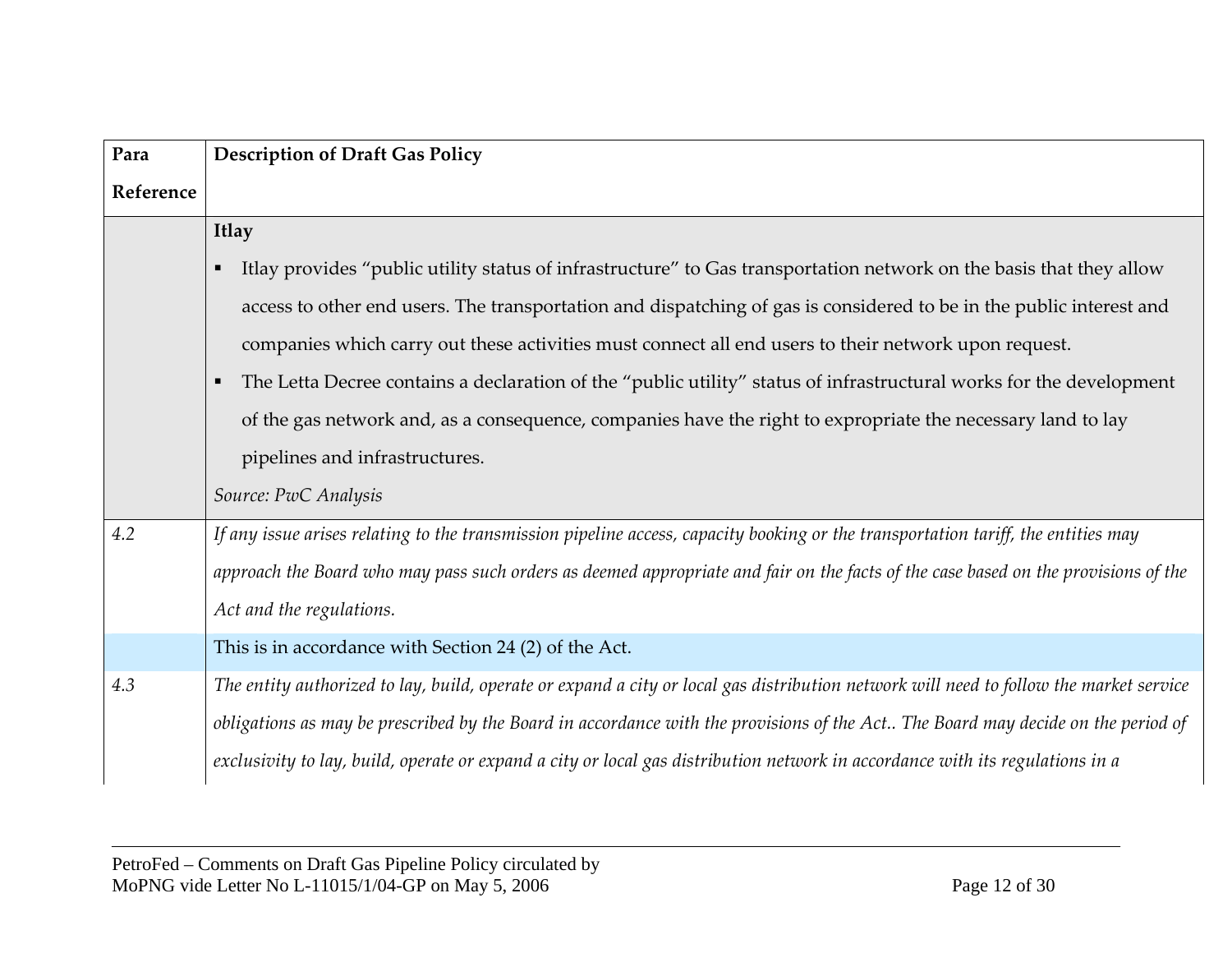| Para Reference | Description of Draft Gas Policy |
|---|---|
| | **Itlay**<br>▪ Itlay provides "public utility status of infrastructure" to Gas transportation network on the basis that they allow access to other end users. The transportation and dispatching of gas is considered to be in the public interest and companies which carry out these activities must connect all end users to their network upon request.<br>▪ The Letta Decree contains a declaration of the "public utility" status of infrastructural works for the development of the gas network and, as a consequence, companies have the right to expropriate the necessary land to lay pipelines and infrastructures.<br>*Source: PwC Analysis* |
| *4.2* | *If any issue arises relating to the transmission pipeline access, capacity booking or the transportation tariff, the entities may approach the Board who may pass such orders as deemed appropriate and fair on the facts of the case based on the provisions of the Act and the regulations.* |
| | This is in accordance with Section 24 (2) of the Act. |
| *4.3* | *The entity authorized to lay, build, operate or expand a city or local gas distribution network will need to follow the market service obligations as may be prescribed by the Board in accordance with the provisions of the Act.. The Board may decide on the period of exclusivity to lay, build, operate or expand a city or local gas distribution network in accordance with its regulations in a* |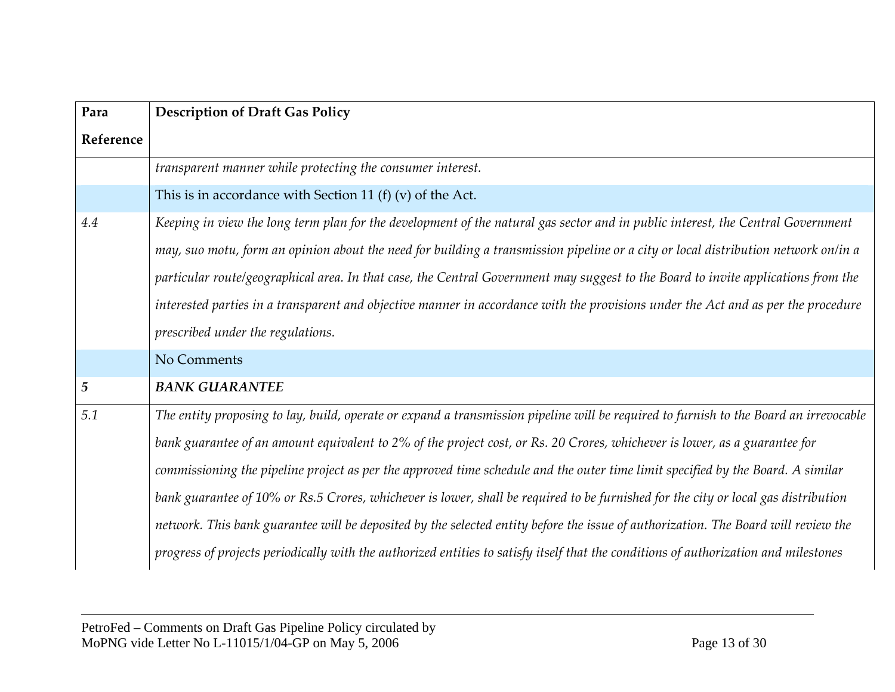| Para Reference | Description of Draft Gas Policy |
|---|---|
| | *transparent manner while protecting the consumer interest.* |
| | This is in accordance with Section 11 (f) (v) of the Act. |
| *4.4* | *Keeping in view the long term plan for the development of the natural gas sector and in public interest, the Central Government may, suo motu, form an opinion about the need for building a transmission pipeline or a city or local distribution network on/in a particular route/geographical area. In that case, the Central Government may suggest to the Board to invite applications from the interested parties in a transparent and objective manner in accordance with the provisions under the Act and as per the procedure prescribed under the regulations.* |
| | No Comments |
| ***5*** | ***BANK GUARANTEE*** |
| *5.1* | *The entity proposing to lay, build, operate or expand a transmission pipeline will be required to furnish to the Board an irrevocable bank guarantee of an amount equivalent to 2% of the project cost, or Rs. 20 Crores, whichever is lower, as a guarantee for commissioning the pipeline project as per the approved time schedule and the outer time limit specified by the Board. A similar bank guarantee of 10% or Rs.5 Crores, whichever is lower, shall be required to be furnished for the city or local gas distribution network. This bank guarantee will be deposited by the selected entity before the issue of authorization. The Board will review the progress of projects periodically with the authorized entities to satisfy itself that the conditions of authorization and milestones* |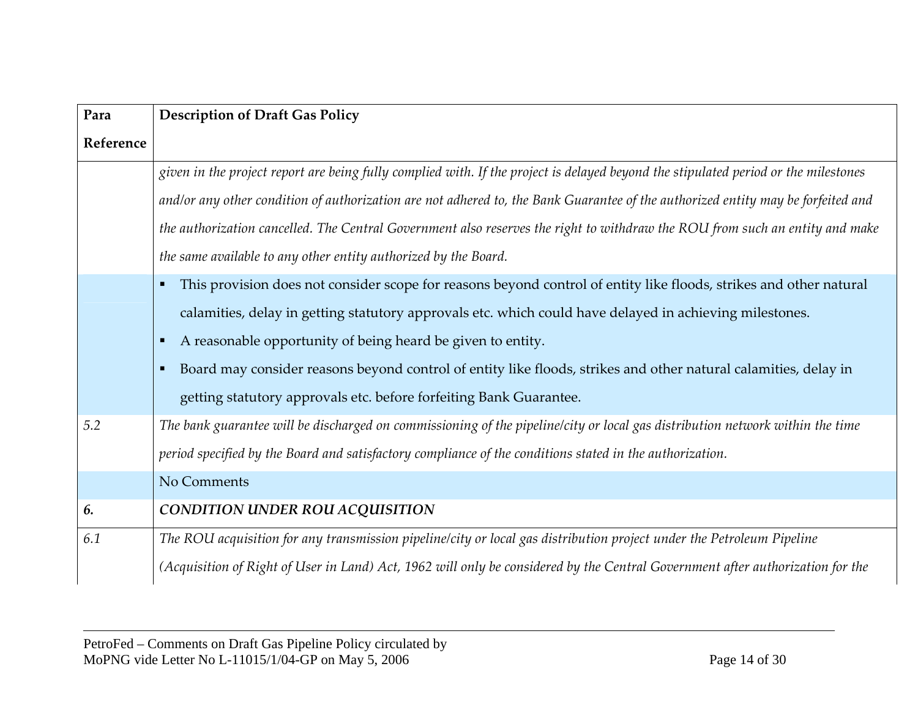| Para Reference | Description of Draft Gas Policy |
|---|---|
| | *given in the project report are being fully complied with. If the project is delayed beyond the stipulated period or the milestones and/or any other condition of authorization are not adhered to, the Bank Guarantee of the authorized entity may be forfeited and the authorization cancelled. The Central Government also reserves the right to withdraw the ROU from such an entity and make the same available to any other entity authorized by the Board.* |
| | ▪ This provision does not consider scope for reasons beyond control of entity like floods, strikes and other natural calamities, delay in getting statutory approvals etc. which could have delayed in achieving milestones.<br>▪ A reasonable opportunity of being heard be given to entity.<br>▪ Board may consider reasons beyond control of entity like floods, strikes and other natural calamities, delay in getting statutory approvals etc. before forfeiting Bank Guarantee. |
| *5.2* | *The bank guarantee will be discharged on commissioning of the pipeline/city or local gas distribution network within the time period specified by the Board and satisfactory compliance of the conditions stated in the authorization.* |
| | No Comments |
| ***6.*** | ***CONDITION UNDER ROU ACQUISITION*** |
| *6.1* | *The ROU acquisition for any transmission pipeline/city or local gas distribution project under the Petroleum Pipeline (Acquisition of Right of User in Land) Act, 1962 will only be considered by the Central Government after authorization for the* |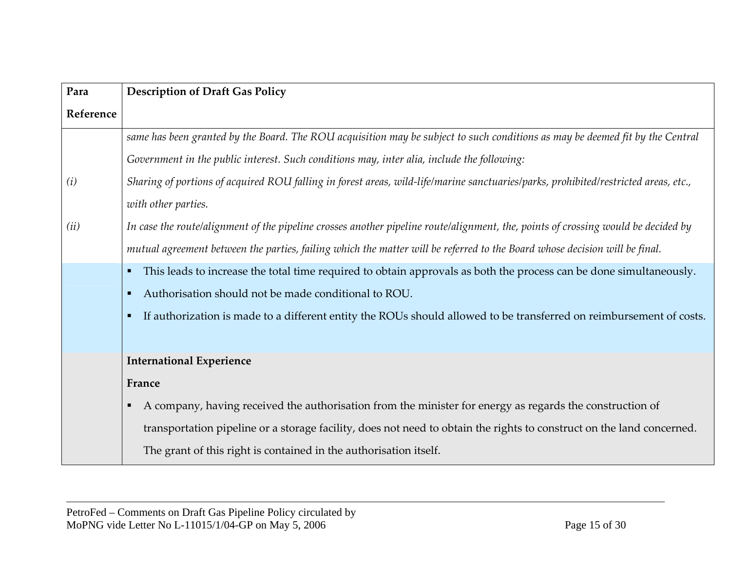| Para Reference | Description of Draft Gas Policy |
|---|---|
| | *same has been granted by the Board. The ROU acquisition may be subject to such conditions as may be deemed fit by the Central Government in the public interest. Such conditions may, inter alia, include the following:* |
| *(i)* | *Sharing of portions of acquired ROU falling in forest areas, wild-life/marine sanctuaries/parks, prohibited/restricted areas, etc., with other parties.* |
| *(ii)* | *In case the route/alignment of the pipeline crosses another pipeline route/alignment, the, points of crossing would be decided by mutual agreement between the parties, failing which the matter will be referred to the Board whose decision will be final.* |
| | ▪ This leads to increase the total time required to obtain approvals as both the process can be done simultaneously.<br>▪ Authorisation should not be made conditional to ROU.<br>▪ If authorization is made to a different entity the ROUs should allowed to be transferred on reimbursement of costs. |
| | **International Experience**<br>**France**<br>▪ A company, having received the authorisation from the minister for energy as regards the construction of transportation pipeline or a storage facility, does not need to obtain the rights to construct on the land concerned. The grant of this right is contained in the authorisation itself. |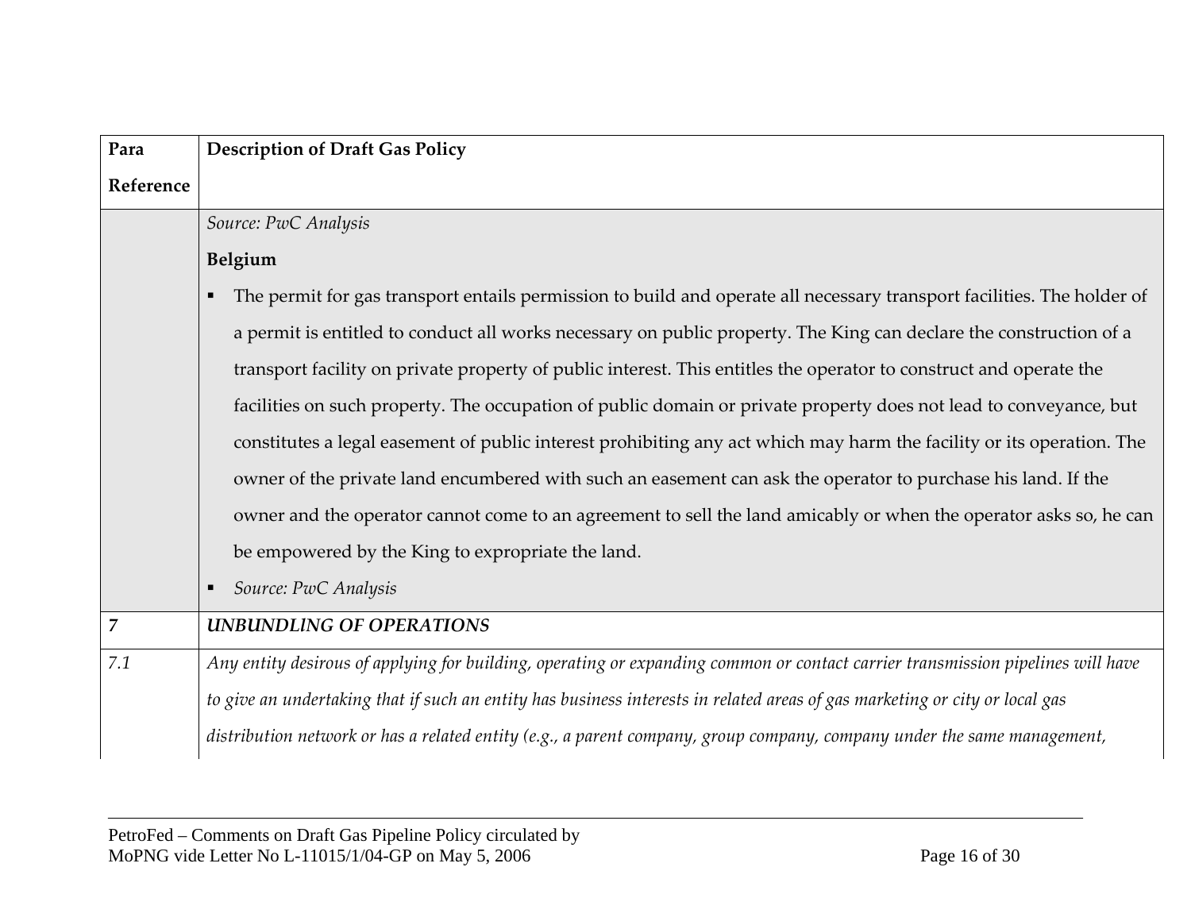| Para Reference | Description of Draft Gas Policy |
|---|---|
| | *Source: PwC Analysis*<br>**Belgium**<br>▪ The permit for gas transport entails permission to build and operate all necessary transport facilities. The holder of a permit is entitled to conduct all works necessary on public property. The King can declare the construction of a transport facility on private property of public interest. This entitles the operator to construct and operate the facilities on such property. The occupation of public domain or private property does not lead to conveyance, but constitutes a legal easement of public interest prohibiting any act which may harm the facility or its operation. The owner of the private land encumbered with such an easement can ask the operator to purchase his land. If the owner and the operator cannot come to an agreement to sell the land amicably or when the operator asks so, he can be empowered by the King to expropriate the land.<br>▪ *Source: PwC Analysis* |
| ***7*** | ***UNBUNDLING OF OPERATIONS*** |
| *7.1* | *Any entity desirous of applying for building, operating or expanding common or contact carrier transmission pipelines will have to give an undertaking that if such an entity has business interests in related areas of gas marketing or city or local gas distribution network or has a related entity (e.g., a parent company, group company, company under the same management,* |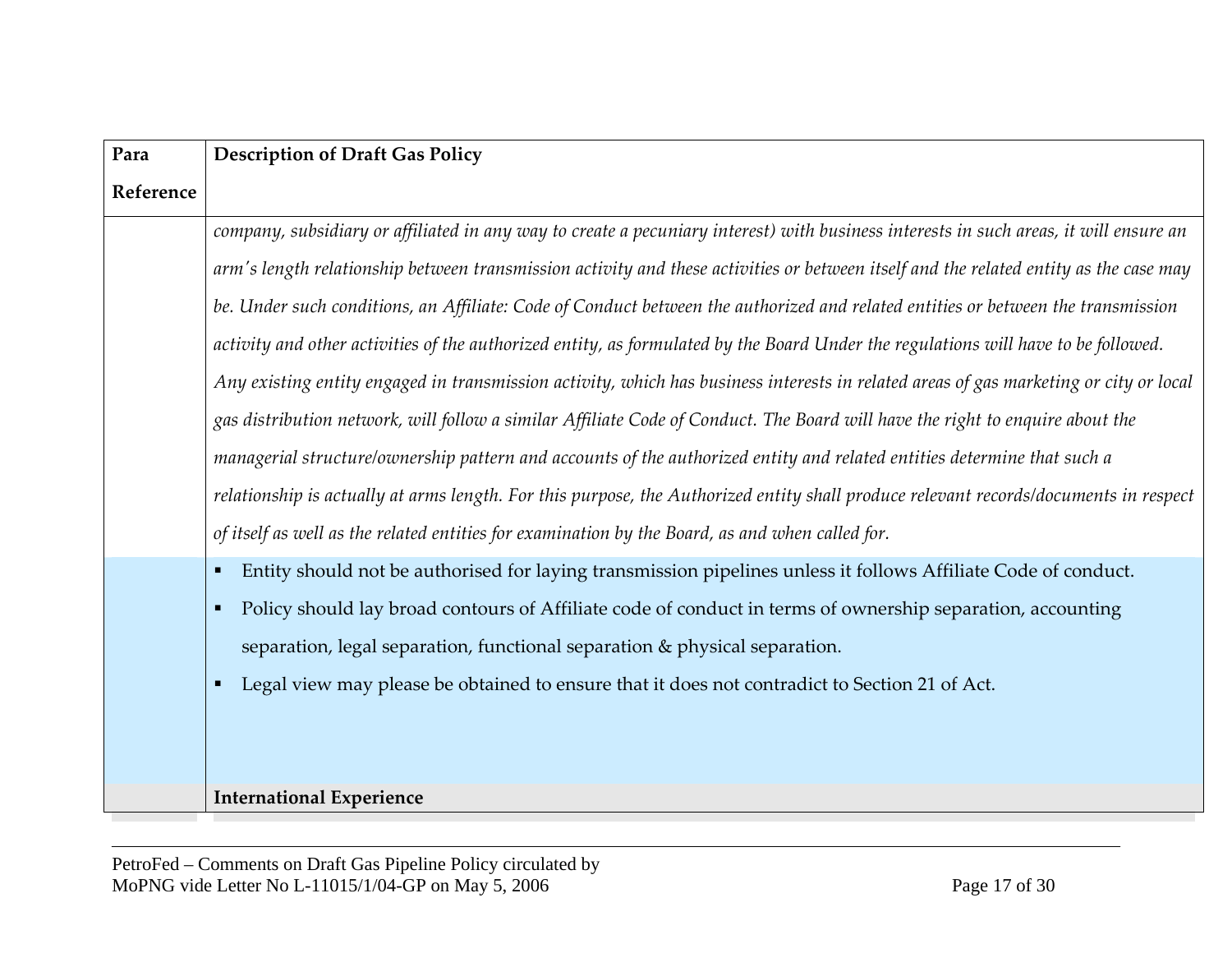| Para Reference | Description of Draft Gas Policy |
|---|---|
| | *company, subsidiary or affiliated in any way to create a pecuniary interest) with business interests in such areas, it will ensure an arm's length relationship between transmission activity and these activities or between itself and the related entity as the case may be. Under such conditions, an Affiliate: Code of Conduct between the authorized and related entities or between the transmission activity and other activities of the authorized entity, as formulated by the Board Under the regulations will have to be followed. Any existing entity engaged in transmission activity, which has business interests in related areas of gas marketing or city or local gas distribution network, will follow a similar Affiliate Code of Conduct. The Board will have the right to enquire about the managerial structure/ownership pattern and accounts of the authorized entity and related entities determine that such a relationship is actually at arms length. For this purpose, the Authorized entity shall produce relevant records/documents in respect of itself as well as the related entities for examination by the Board, as and when called for.* |
| | ▪ Entity should not be authorised for laying transmission pipelines unless it follows Affiliate Code of conduct.<br>▪ Policy should lay broad contours of Affiliate code of conduct in terms of ownership separation, accounting separation, legal separation, functional separation & physical separation.<br>▪ Legal view may please be obtained to ensure that it does not contradict to Section 21 of Act. |
| | **International Experience** |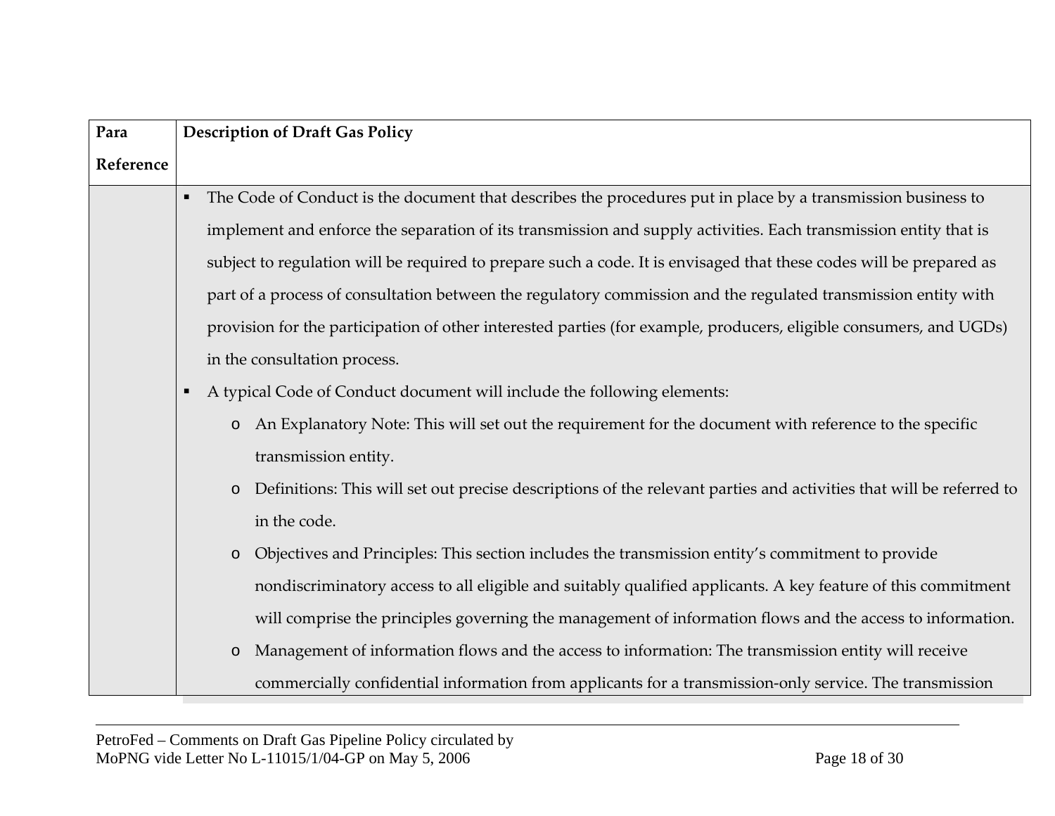| Para Reference | Description of Draft Gas Policy |
|---|---|
| | ▪ The Code of Conduct is the document that describes the procedures put in place by a transmission business to implement and enforce the separation of its transmission and supply activities. Each transmission entity that is subject to regulation will be required to prepare such a code. It is envisaged that these codes will be prepared as part of a process of consultation between the regulatory commission and the regulated transmission entity with provision for the participation of other interested parties (for example, producers, eligible consumers, and UGDs) in the consultation process.<br>▪ A typical Code of Conduct document will include the following elements:<br>o An Explanatory Note: This will set out the requirement for the document with reference to the specific transmission entity.<br>o Definitions: This will set out precise descriptions of the relevant parties and activities that will be referred to in the code.<br>o Objectives and Principles: This section includes the transmission entity's commitment to provide nondiscriminatory access to all eligible and suitably qualified applicants. A key feature of this commitment will comprise the principles governing the management of information flows and the access to information.<br>o Management of information flows and the access to information: The transmission entity will receive commercially confidential information from applicants for a transmission-only service. The transmission |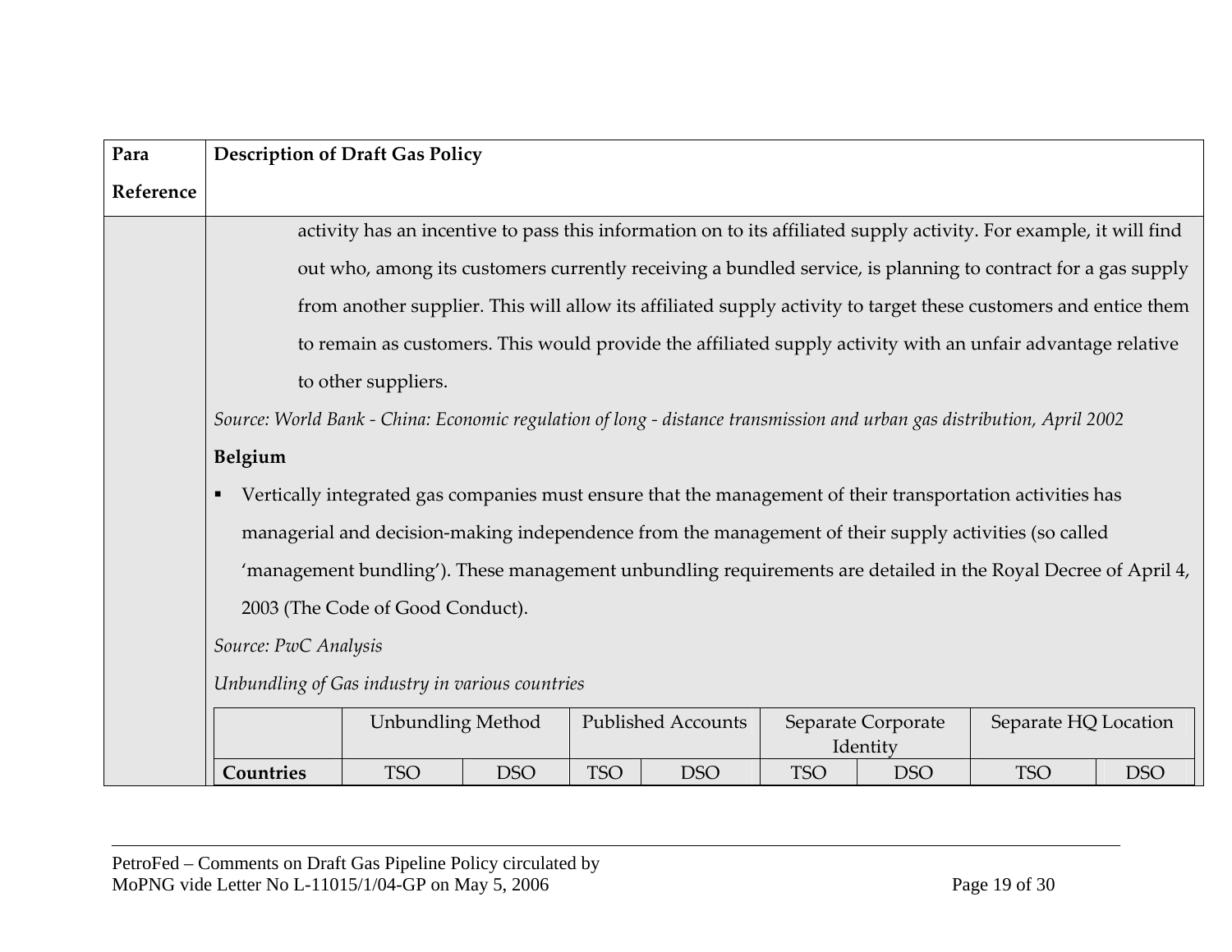| Para Reference | Description of Draft Gas Policy |
|---|---|
| | activity has an incentive to pass this information on to its affiliated supply activity. For example, it will find out who, among its customers currently receiving a bundled service, is planning to contract for a gas supply from another supplier. This will allow its affiliated supply activity to target these customers and entice them to remain as customers. This would provide the affiliated supply activity with an unfair advantage relative to other suppliers. |

*Source: World Bank - China: Economic regulation of long - distance transmission and urban gas distribution, April 2002*

**Belgium**

- Vertically integrated gas companies must ensure that the management of their transportation activities has managerial and decision-making independence from the management of their supply activities (so called 'management bundling'). These management unbundling requirements are detailed in the Royal Decree of April 4, 2003 (The Code of Good Conduct).

*Source: PwC Analysis*

*Unbundling of Gas industry in various countries*

| | Unbundling Method | | Published Accounts | | Separate Corporate Identity | | Separate HQ Location | |
|---|---|---|---|---|---|---|---|---|
| **Countries** | TSO | DSO | TSO | DSO | TSO | DSO | TSO | DSO |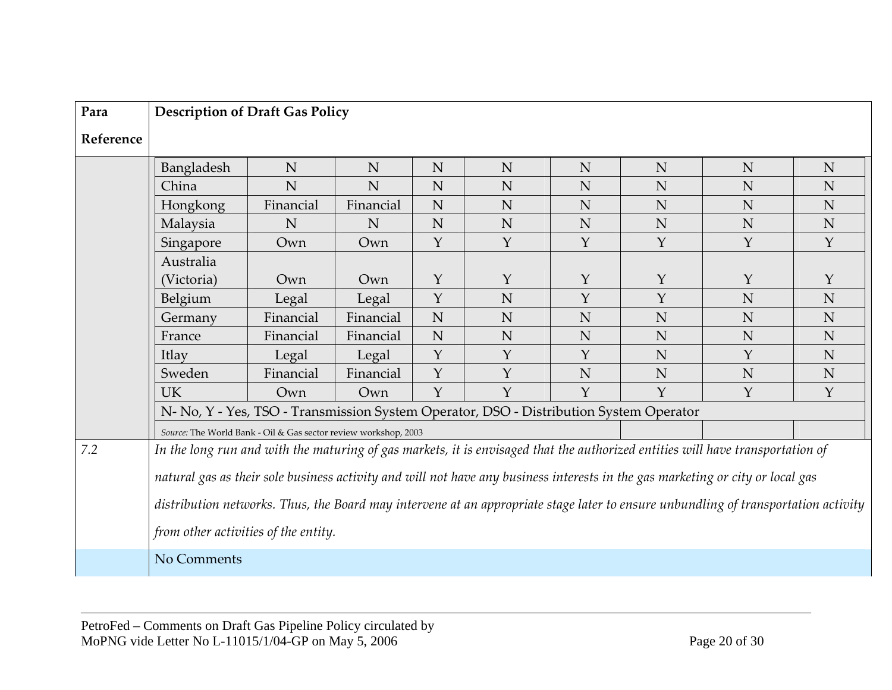| Para Reference | Description of Draft Gas Policy |
|---|---|

| | | | | | | | | |
|---|---|---|---|---|---|---|---|---|
| Bangladesh | N | N | N | N | N | N | N | N |
| China | N | N | N | N | N | N | N | N |
| Hongkong | Financial | Financial | N | N | N | N | N | N |
| Malaysia | N | N | N | N | N | N | N | N |
| Singapore | Own | Own | Y | Y | Y | Y | Y | Y |
| Australia (Victoria) | Own | Own | Y | Y | Y | Y | Y | Y |
| Belgium | Legal | Legal | Y | N | Y | Y | N | N |
| Germany | Financial | Financial | N | N | N | N | N | N |
| France | Financial | Financial | N | N | N | N | N | N |
| Itlay | Legal | Legal | Y | Y | Y | N | Y | N |
| Sweden | Financial | Financial | Y | Y | N | N | N | N |
| UK | Own | Own | Y | Y | Y | Y | Y | Y |

N- No, Y - Yes, TSO - Transmission System Operator, DSO - Distribution System Operator

*Source:* The World Bank - Oil & Gas sector review workshop, 2003

| Para Reference | Description of Draft Gas Policy |
|---|---|
| *7.2* | *In the long run and with the maturing of gas markets, it is envisaged that the authorized entities will have transportation of natural gas as their sole business activity and will not have any business interests in the gas marketing or city or local gas distribution networks. Thus, the Board may intervene at an appropriate stage later to ensure unbundling of transportation activity from other activities of the entity.* |
| | No Comments |

PetroFed – Comments on Draft Gas Pipeline Policy circulated by MoPNG vide Letter No L-11015/1/04-GP on May 5, 2006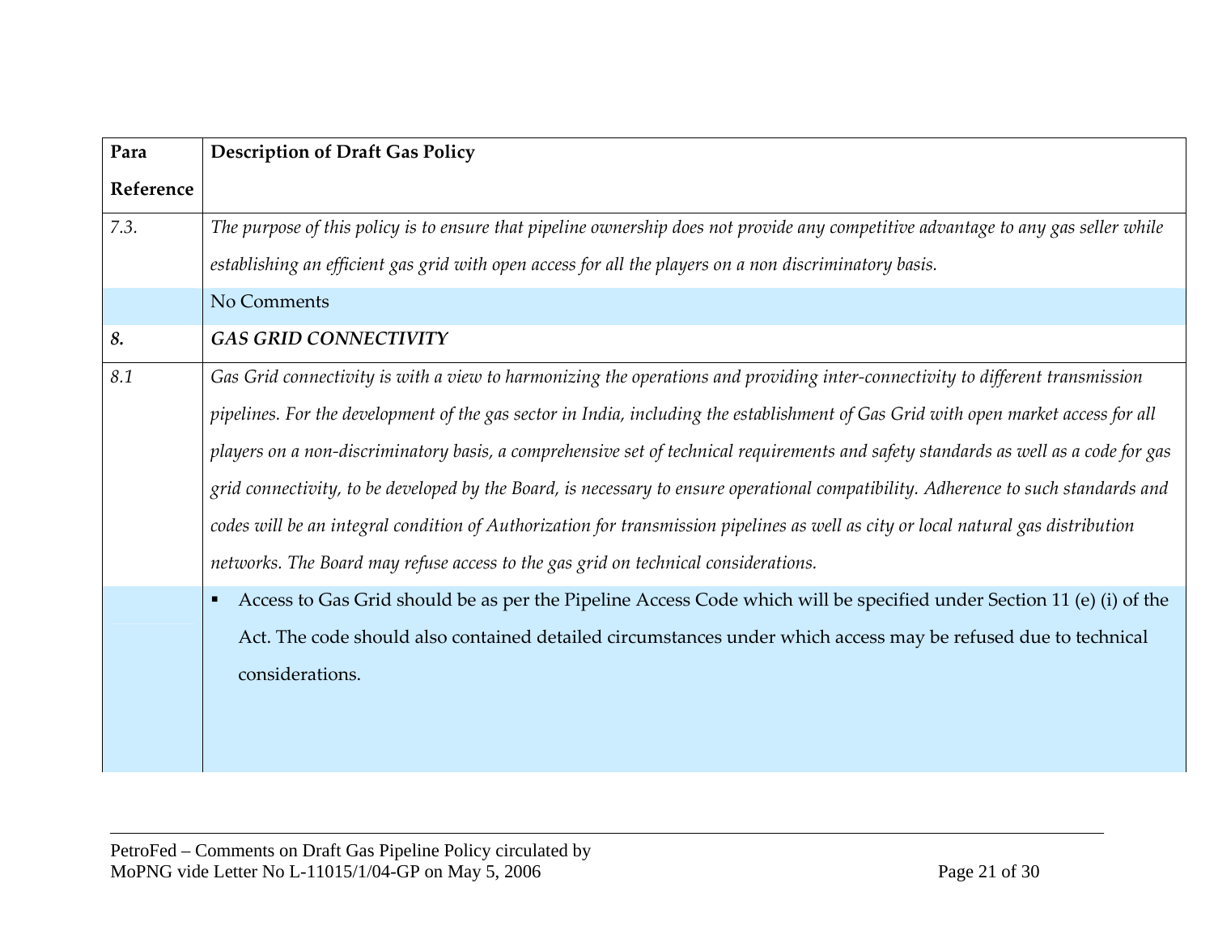| Para Reference | Description of Draft Gas Policy |
|---|---|
| *7.3.* | *The purpose of this policy is to ensure that pipeline ownership does not provide any competitive advantage to any gas seller while establishing an efficient gas grid with open access for all the players on a non discriminatory basis.* |
| | No Comments |
| ***8.*** | ***GAS GRID CONNECTIVITY*** |
| *8.1* | *Gas Grid connectivity is with a view to harmonizing the operations and providing inter-connectivity to different transmission pipelines. For the development of the gas sector in India, including the establishment of Gas Grid with open market access for all players on a non-discriminatory basis, a comprehensive set of technical requirements and safety standards as well as a code for gas grid connectivity, to be developed by the Board, is necessary to ensure operational compatibility. Adherence to such standards and codes will be an integral condition of Authorization for transmission pipelines as well as city or local natural gas distribution networks. The Board may refuse access to the gas grid on technical considerations.* |
| | ▪ Access to Gas Grid should be as per the Pipeline Access Code which will be specified under Section 11 (e) (i) of the Act. The code should also contained detailed circumstances under which access may be refused due to technical considerations. |

PetroFed – Comments on Draft Gas Pipeline Policy circulated by MoPNG vide Letter No L-11015/1/04-GP on May 5, 2006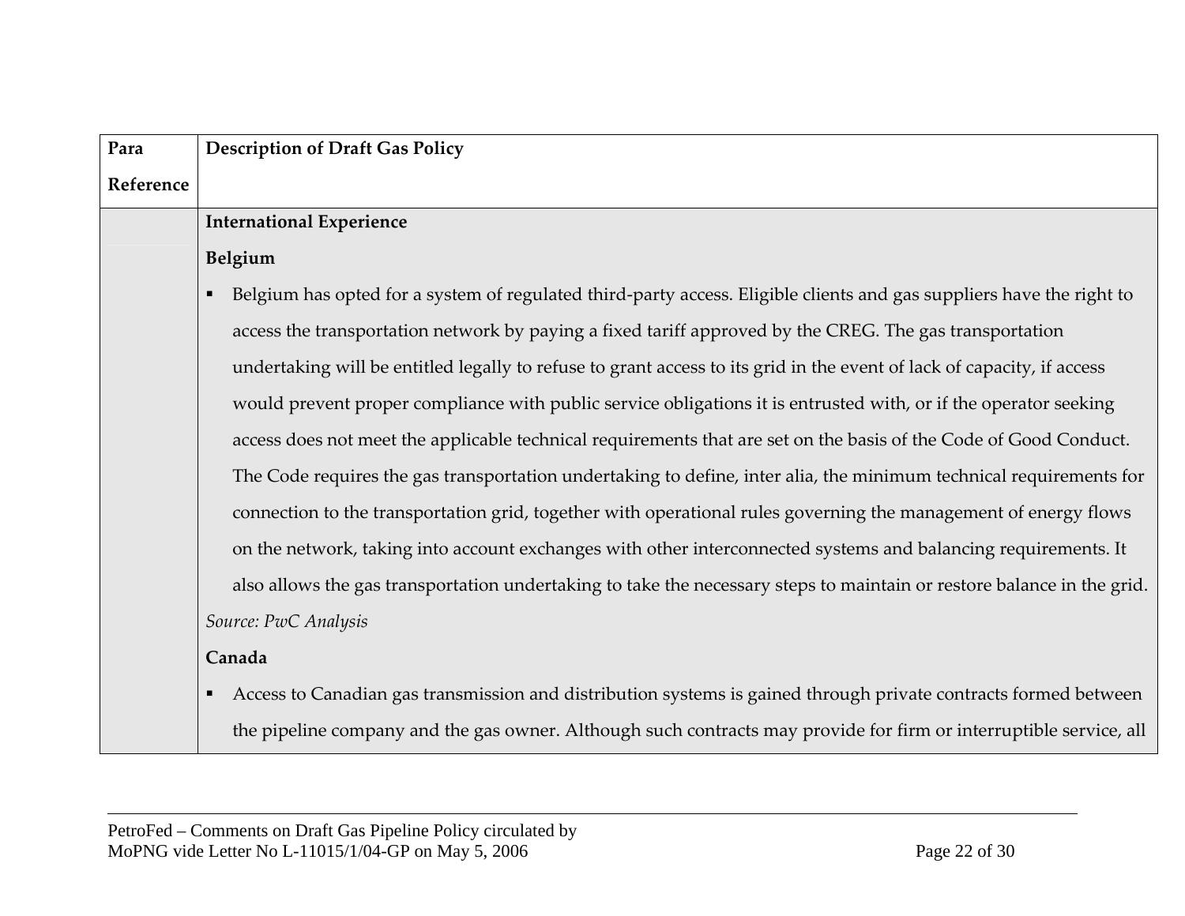| Para Reference | Description of Draft Gas Policy |
|---|---|
| | **International Experience**<br><br>**Belgium**<br><br>▪ Belgium has opted for a system of regulated third-party access. Eligible clients and gas suppliers have the right to access the transportation network by paying a fixed tariff approved by the CREG. The gas transportation undertaking will be entitled legally to refuse to grant access to its grid in the event of lack of capacity, if access would prevent proper compliance with public service obligations it is entrusted with, or if the operator seeking access does not meet the applicable technical requirements that are set on the basis of the Code of Good Conduct. The Code requires the gas transportation undertaking to define, inter alia, the minimum technical requirements for connection to the transportation grid, together with operational rules governing the management of energy flows on the network, taking into account exchanges with other interconnected systems and balancing requirements. It also allows the gas transportation undertaking to take the necessary steps to maintain or restore balance in the grid.<br><br>*Source: PwC Analysis*<br><br>**Canada**<br><br>▪ Access to Canadian gas transmission and distribution systems is gained through private contracts formed between the pipeline company and the gas owner. Although such contracts may provide for firm or interruptible service, all |

PetroFed – Comments on Draft Gas Pipeline Policy circulated by MoPNG vide Letter No L-11015/1/04-GP on May 5, 2006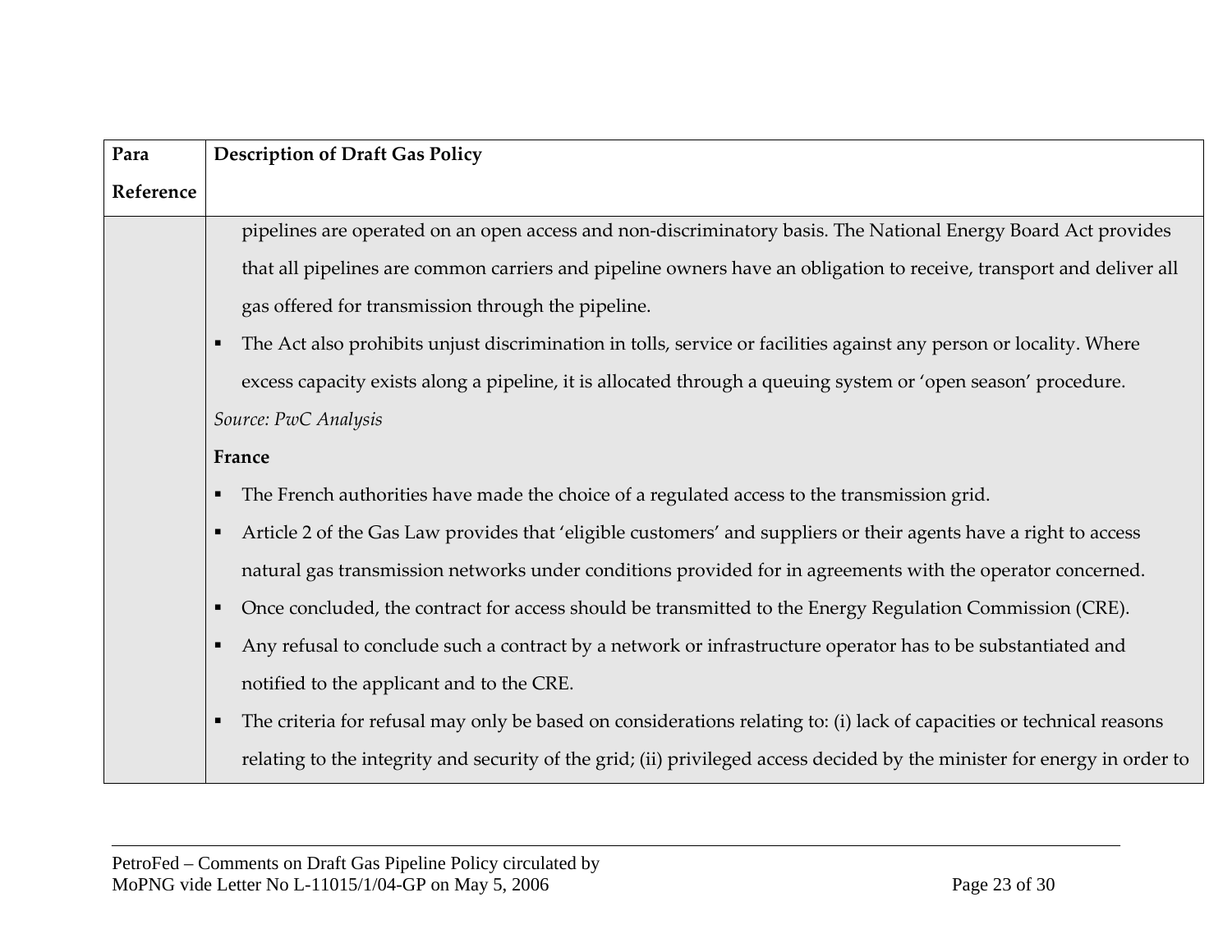| Para Reference | Description of Draft Gas Policy |
|---|---|
| | pipelines are operated on an open access and non-discriminatory basis. The National Energy Board Act provides that all pipelines are common carriers and pipeline owners have an obligation to receive, transport and deliver all gas offered for transmission through the pipeline.<br>▪ The Act also prohibits unjust discrimination in tolls, service or facilities against any person or locality. Where excess capacity exists along a pipeline, it is allocated through a queuing system or 'open season' procedure.<br>*Source: PwC Analysis*<br>**France**<br>▪ The French authorities have made the choice of a regulated access to the transmission grid.<br>▪ Article 2 of the Gas Law provides that 'eligible customers' and suppliers or their agents have a right to access natural gas transmission networks under conditions provided for in agreements with the operator concerned.<br>▪ Once concluded, the contract for access should be transmitted to the Energy Regulation Commission (CRE).<br>▪ Any refusal to conclude such a contract by a network or infrastructure operator has to be substantiated and notified to the applicant and to the CRE.<br>▪ The criteria for refusal may only be based on considerations relating to: (i) lack of capacities or technical reasons relating to the integrity and security of the grid; (ii) privileged access decided by the minister for energy in order to |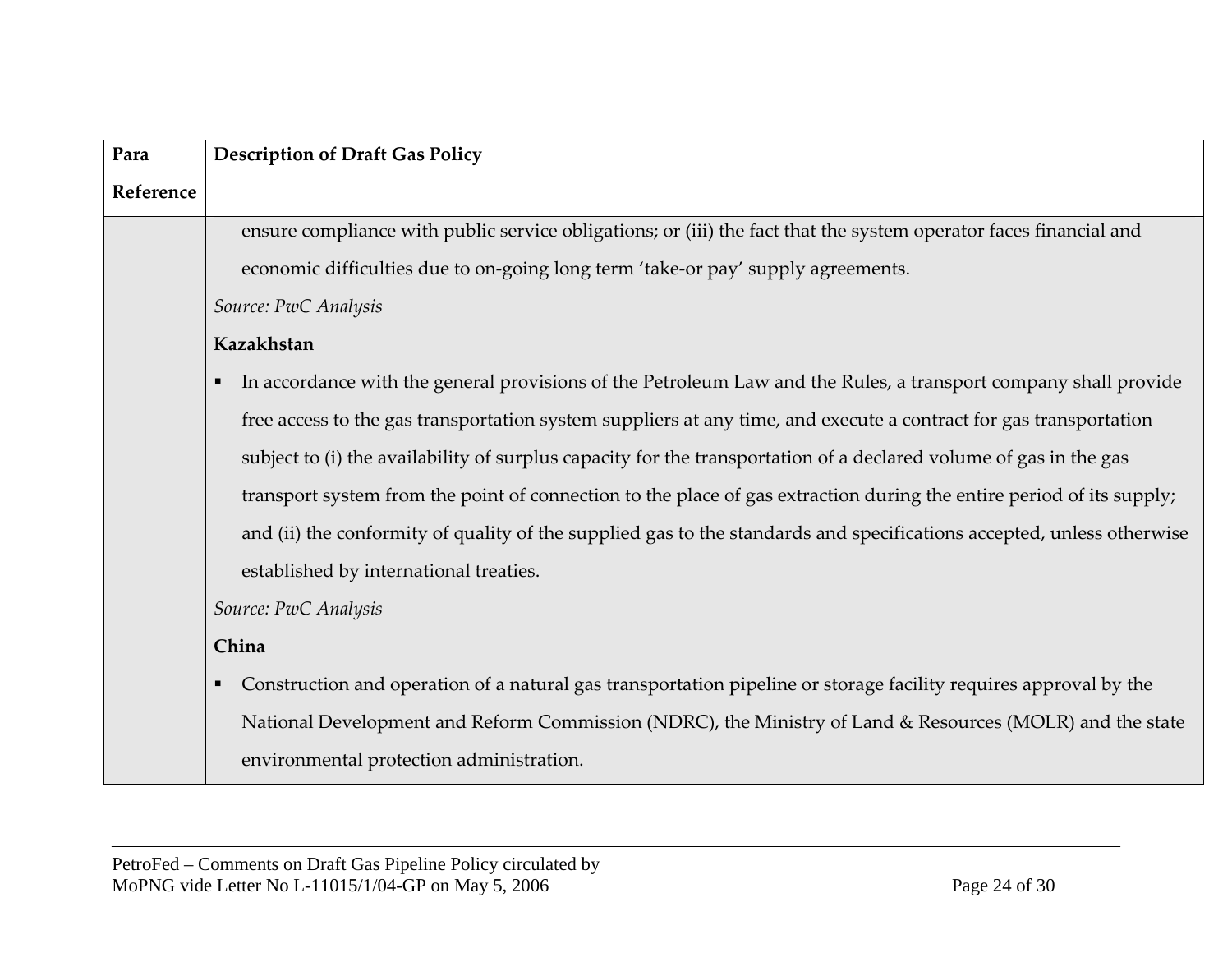| Para Reference | Description of Draft Gas Policy |
|---|---|
| | ensure compliance with public service obligations; or (iii) the fact that the system operator faces financial and economic difficulties due to on-going long term 'take-or pay' supply agreements.<br><br>*Source: PwC Analysis*<br><br>**Kazakhstan**<br><br>▪ In accordance with the general provisions of the Petroleum Law and the Rules, a transport company shall provide free access to the gas transportation system suppliers at any time, and execute a contract for gas transportation subject to (i) the availability of surplus capacity for the transportation of a declared volume of gas in the gas transport system from the point of connection to the place of gas extraction during the entire period of its supply; and (ii) the conformity of quality of the supplied gas to the standards and specifications accepted, unless otherwise established by international treaties.<br><br>*Source: PwC Analysis*<br><br>**China**<br><br>▪ Construction and operation of a natural gas transportation pipeline or storage facility requires approval by the National Development and Reform Commission (NDRC), the Ministry of Land & Resources (MOLR) and the state environmental protection administration. |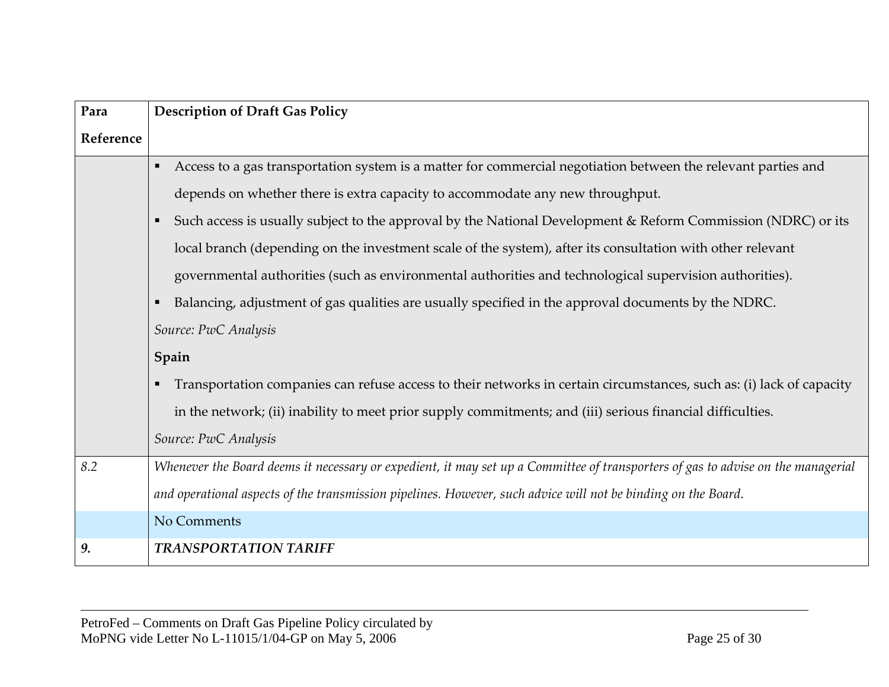| Para Reference | Description of Draft Gas Policy |
|---|---|
| | ▪ Access to a gas transportation system is a matter for commercial negotiation between the relevant parties and depends on whether there is extra capacity to accommodate any new throughput.<br>▪ Such access is usually subject to the approval by the National Development & Reform Commission (NDRC) or its local branch (depending on the investment scale of the system), after its consultation with other relevant governmental authorities (such as environmental authorities and technological supervision authorities).<br>▪ Balancing, adjustment of gas qualities are usually specified in the approval documents by the NDRC.<br>*Source: PwC Analysis*<br>**Spain**<br>▪ Transportation companies can refuse access to their networks in certain circumstances, such as: (i) lack of capacity in the network; (ii) inability to meet prior supply commitments; and (iii) serious financial difficulties.<br>*Source: PwC Analysis* |
| *8.2* | *Whenever the Board deems it necessary or expedient, it may set up a Committee of transporters of gas to advise on the managerial and operational aspects of the transmission pipelines. However, such advice will not be binding on the Board.* |
| | No Comments |
| ***9.*** | ***TRANSPORTATION TARIFF*** |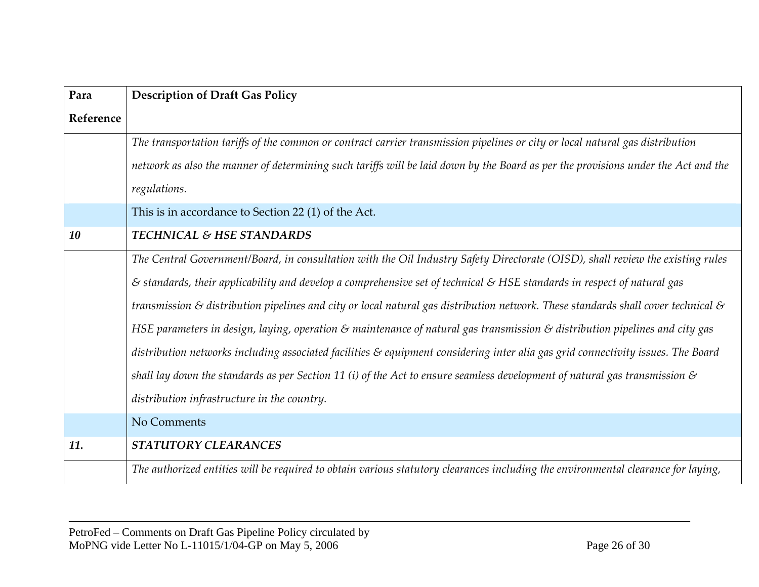| Para Reference | Description of Draft Gas Policy |
|---|---|
| | *The transportation tariffs of the common or contract carrier transmission pipelines or city or local natural gas distribution network as also the manner of determining such tariffs will be laid down by the Board as per the provisions under the Act and the regulations.* |
| | This is in accordance to Section 22 (1) of the Act. |
| ***10*** | ***TECHNICAL & HSE STANDARDS*** |
| | *The Central Government/Board, in consultation with the Oil Industry Safety Directorate (OISD), shall review the existing rules & standards, their applicability and develop a comprehensive set of technical & HSE standards in respect of natural gas transmission & distribution pipelines and city or local natural gas distribution network. These standards shall cover technical & HSE parameters in design, laying, operation & maintenance of natural gas transmission & distribution pipelines and city gas distribution networks including associated facilities & equipment considering inter alia gas grid connectivity issues. The Board shall lay down the standards as per Section 11 (i) of the Act to ensure seamless development of natural gas transmission & distribution infrastructure in the country.* |
| | No Comments |
| ***11.*** | ***STATUTORY CLEARANCES*** |
| | *The authorized entities will be required to obtain various statutory clearances including the environmental clearance for laying,* |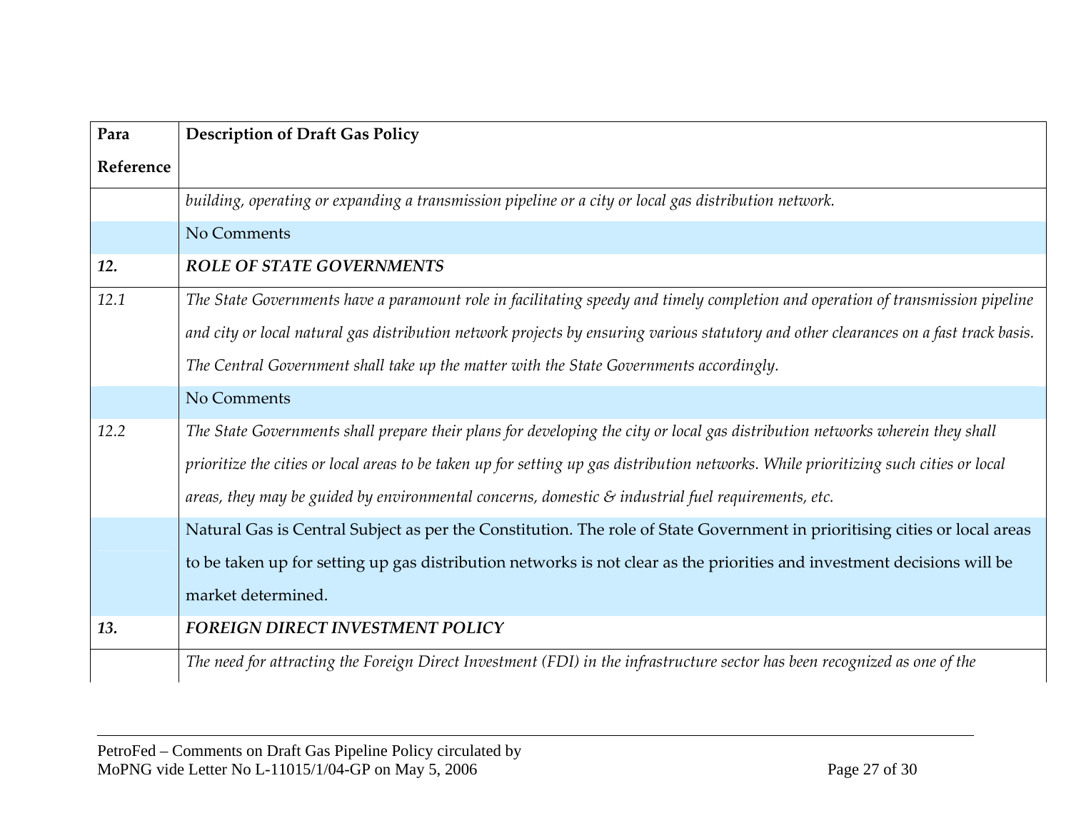| Para Reference | Description of Draft Gas Policy |
|---|---|
| | *building, operating or expanding a transmission pipeline or a city or local gas distribution network.* |
| | No Comments |
| ***12.*** | ***ROLE OF STATE GOVERNMENTS*** |
| *12.1* | *The State Governments have a paramount role in facilitating speedy and timely completion and operation of transmission pipeline and city or local natural gas distribution network projects by ensuring various statutory and other clearances on a fast track basis. The Central Government shall take up the matter with the State Governments accordingly.* |
| | No Comments |
| *12.2* | *The State Governments shall prepare their plans for developing the city or local gas distribution networks wherein they shall prioritize the cities or local areas to be taken up for setting up gas distribution networks. While prioritizing such cities or local areas, they may be guided by environmental concerns, domestic & industrial fuel requirements, etc.* |
| | Natural Gas is Central Subject as per the Constitution. The role of State Government in prioritising cities or local areas to be taken up for setting up gas distribution networks is not clear as the priorities and investment decisions will be market determined. |
| ***13.*** | ***FOREIGN DIRECT INVESTMENT POLICY*** |
| | *The need for attracting the Foreign Direct Investment (FDI) in the infrastructure sector has been recognized as one of the* |

PetroFed – Comments on Draft Gas Pipeline Policy circulated by MoPNG vide Letter No L-11015/1/04-GP on May 5, 2006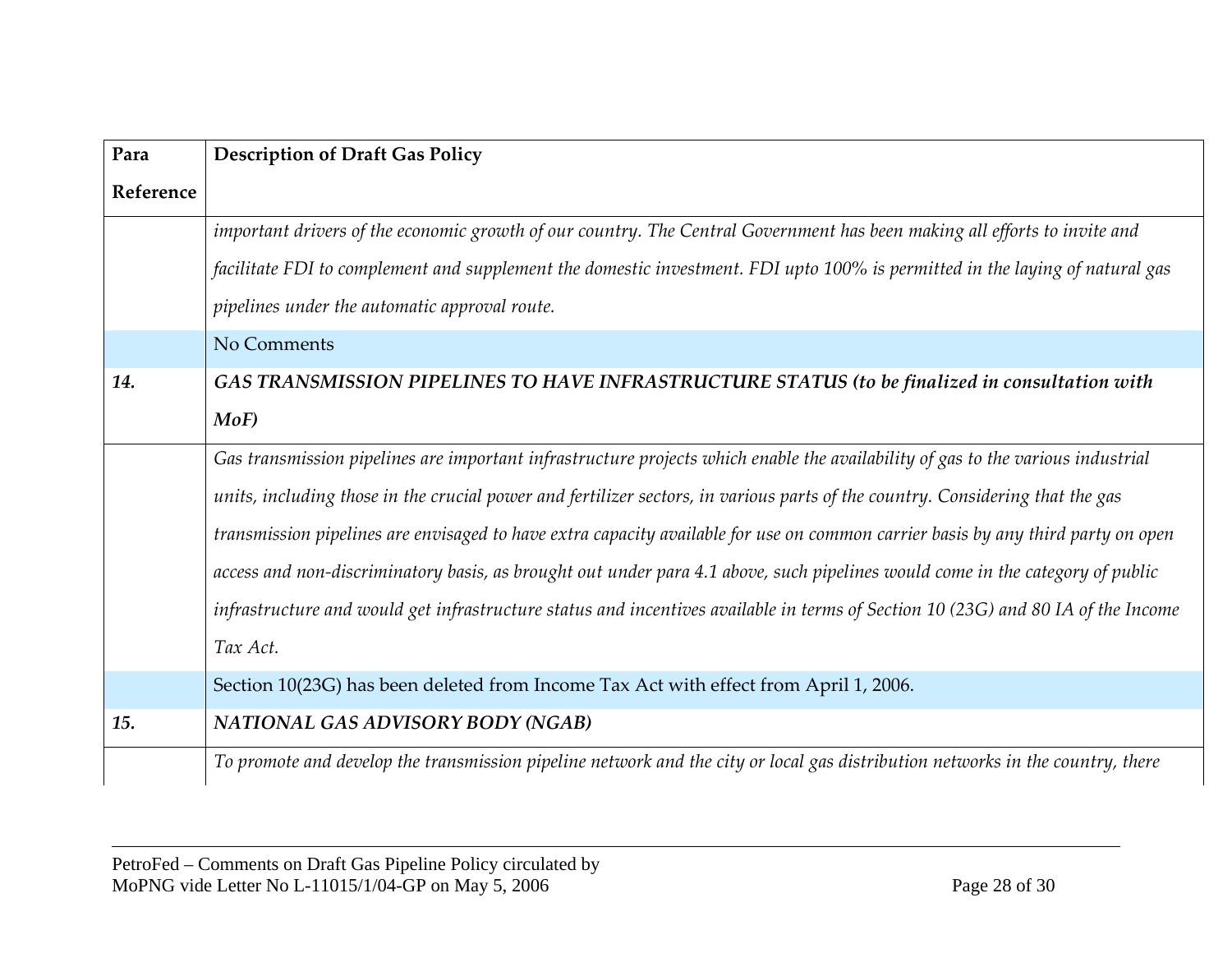| Para Reference | Description of Draft Gas Policy |
|---|---|
| | *important drivers of the economic growth of our country. The Central Government has been making all efforts to invite and facilitate FDI to complement and supplement the domestic investment. FDI upto 100% is permitted in the laying of natural gas pipelines under the automatic approval route.* |
| | No Comments |
| ***14.*** | ***GAS TRANSMISSION PIPELINES TO HAVE INFRASTRUCTURE STATUS (to be finalized in consultation with MoF)*** |
| | *Gas transmission pipelines are important infrastructure projects which enable the availability of gas to the various industrial units, including those in the crucial power and fertilizer sectors, in various parts of the country. Considering that the gas transmission pipelines are envisaged to have extra capacity available for use on common carrier basis by any third party on open access and non-discriminatory basis, as brought out under para 4.1 above, such pipelines would come in the category of public infrastructure and would get infrastructure status and incentives available in terms of Section 10 (23G) and 80 IA of the Income Tax Act.* |
| | Section 10(23G) has been deleted from Income Tax Act with effect from April 1, 2006. |
| ***15.*** | ***NATIONAL GAS ADVISORY BODY (NGAB)*** |
| | *To promote and develop the transmission pipeline network and the city or local gas distribution networks in the country, there* |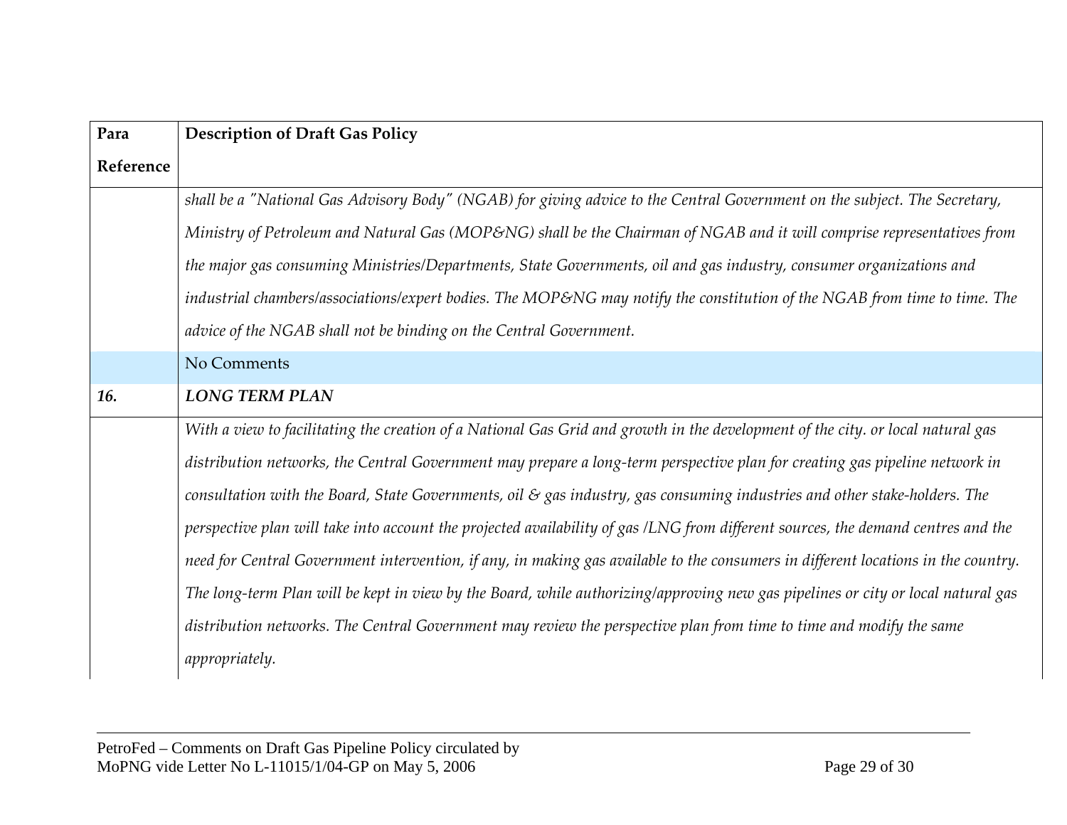| Para Reference | Description of Draft Gas Policy |
|---|---|
| | *shall be a "National Gas Advisory Body" (NGAB) for giving advice to the Central Government on the subject. The Secretary, Ministry of Petroleum and Natural Gas (MOP&NG) shall be the Chairman of NGAB and it will comprise representatives from the major gas consuming Ministries/Departments, State Governments, oil and gas industry, consumer organizations and industrial chambers/associations/expert bodies. The MOP&NG may notify the constitution of the NGAB from time to time. The advice of the NGAB shall not be binding on the Central Government.* |
| | No Comments |
| ***16.*** | ***LONG TERM PLAN*** |
| | *With a view to facilitating the creation of a National Gas Grid and growth in the development of the city. or local natural gas distribution networks, the Central Government may prepare a long-term perspective plan for creating gas pipeline network in consultation with the Board, State Governments, oil & gas industry, gas consuming industries and other stake-holders. The perspective plan will take into account the projected availability of gas /LNG from different sources, the demand centres and the need for Central Government intervention, if any, in making gas available to the consumers in different locations in the country. The long-term Plan will be kept in view by the Board, while authorizing/approving new gas pipelines or city or local natural gas distribution networks. The Central Government may review the perspective plan from time to time and modify the same appropriately.* |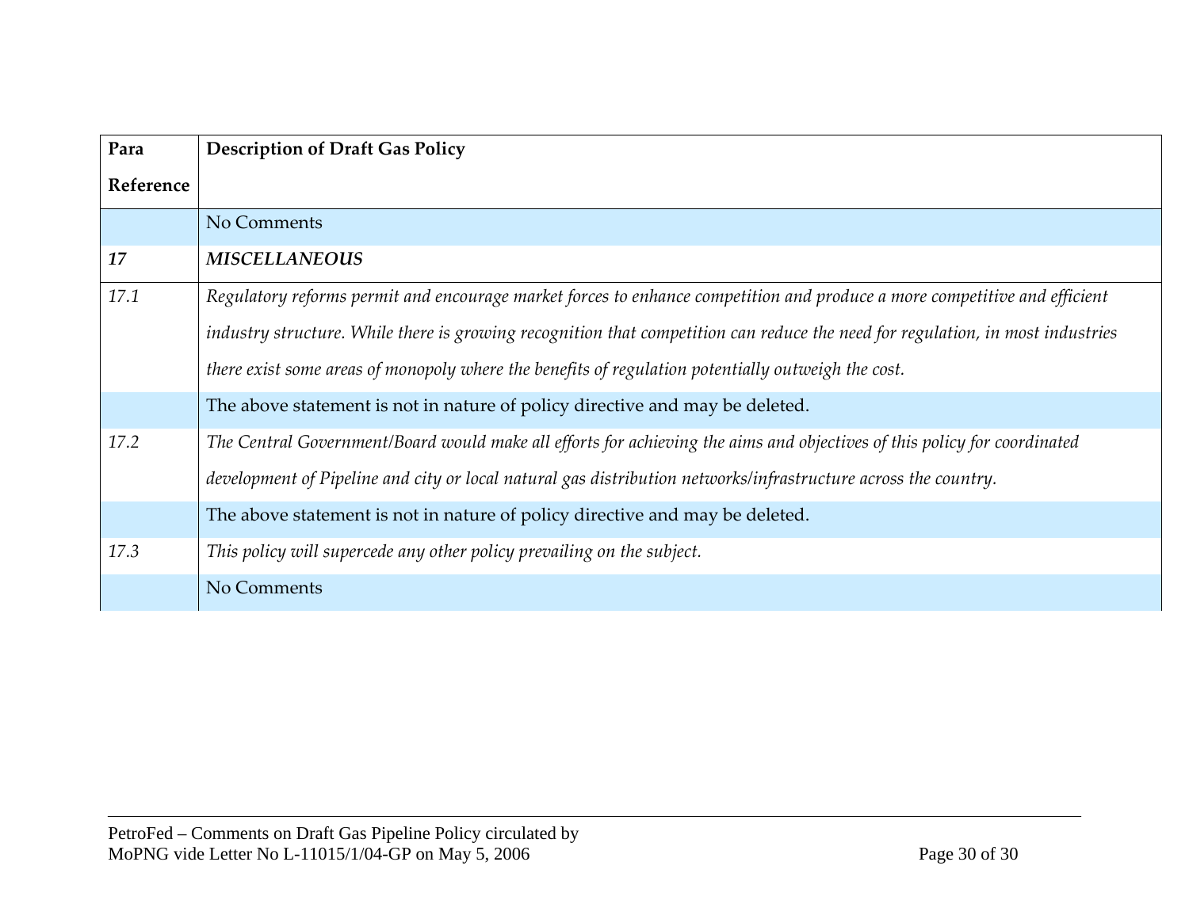| Para Reference | Description of Draft Gas Policy |
|---|---|
| | No Comments |
| ***17*** | ***MISCELLANEOUS*** |
| *17.1* | *Regulatory reforms permit and encourage market forces to enhance competition and produce a more competitive and efficient industry structure. While there is growing recognition that competition can reduce the need for regulation, in most industries there exist some areas of monopoly where the benefits of regulation potentially outweigh the cost.* |
| | The above statement is not in nature of policy directive and may be deleted. |
| *17.2* | *The Central Government/Board would make all efforts for achieving the aims and objectives of this policy for coordinated development of Pipeline and city or local natural gas distribution networks/infrastructure across the country.* |
| | The above statement is not in nature of policy directive and may be deleted. |
| *17.3* | *This policy will supercede any other policy prevailing on the subject.* |
| | No Comments |